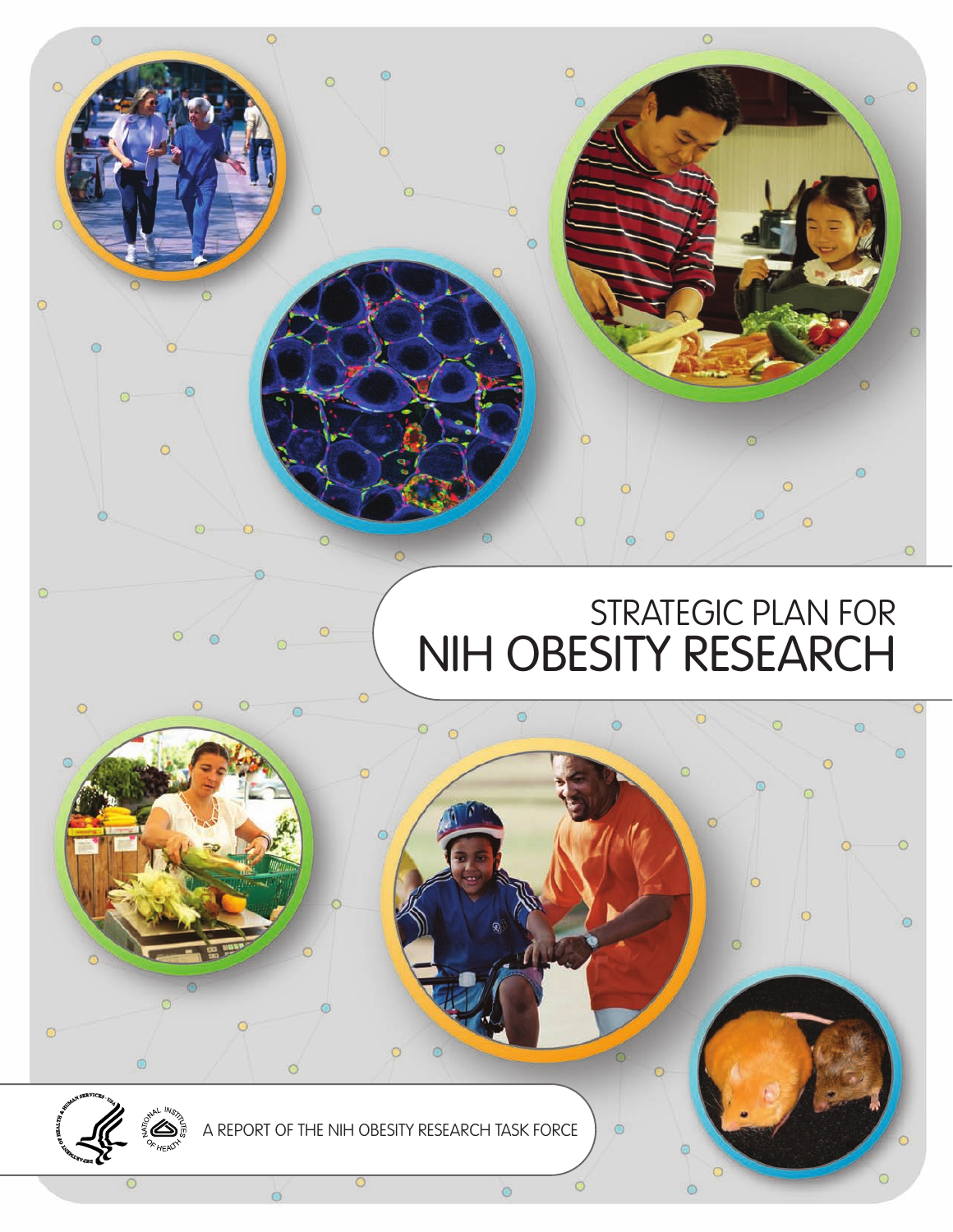# STRATEGIC PLAN FOR NIH OBESITY RESEARCH

A REPORT OF THE NIH OBESITY RESEARCH TASK FORCE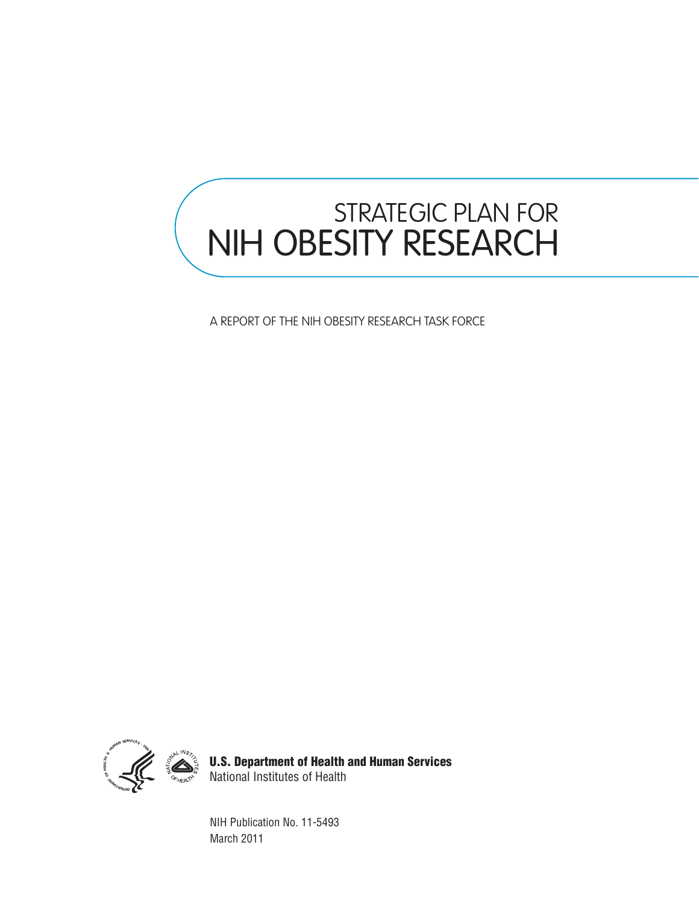# STRATEGIC PLAN FOR NIH OBESITY RESEARCH

A REPORT OF THE NIH OBESITY RESEARCH TASK FORCE

**U.S. Department of Health and Human Services**
National Institutes of Health

NIH Publication No. 11-5493
March 2011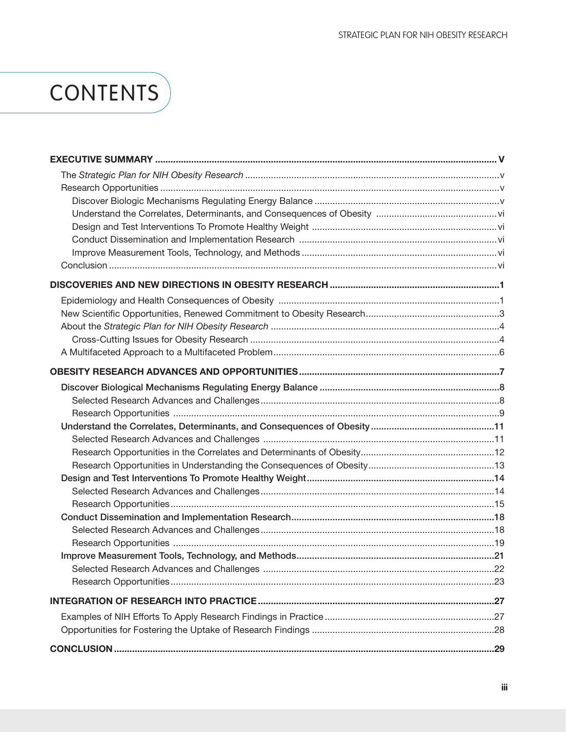# CONTENTS

**EXECUTIVE SUMMARY ... V**

- The *Strategic Plan for NIH Obesity Research* ... v
- Research Opportunities ... v
  - Discover Biologic Mechanisms Regulating Energy Balance ... v
  - Understand the Correlates, Determinants, and Consequences of Obesity ... vi
  - Design and Test Interventions To Promote Healthy Weight ... vi
  - Conduct Dissemination and Implementation Research ... vi
  - Improve Measurement Tools, Technology, and Methods ... vi
- Conclusion ... vi

**DISCOVERIES AND NEW DIRECTIONS IN OBESITY RESEARCH ... 1**

- Epidemiology and Health Consequences of Obesity ... 1
- New Scientific Opportunities, Renewed Commitment to Obesity Research ... 3
- About the *Strategic Plan for NIH Obesity Research* ... 4
  - Cross-Cutting Issues for Obesity Research ... 4
- A Multifaceted Approach to a Multifaceted Problem ... 6

**OBESITY RESEARCH ADVANCES AND OPPORTUNITIES ... 7**

- Discover Biological Mechanisms Regulating Energy Balance ... 8
  - Selected Research Advances and Challenges ... 8
  - Research Opportunities ... 9
- Understand the Correlates, Determinants, and Consequences of Obesity ... 11
  - Selected Research Advances and Challenges ... 11
  - Research Opportunities in the Correlates and Determinants of Obesity ... 12
  - Research Opportunities in Understanding the Consequences of Obesity ... 13
- Design and Test Interventions To Promote Healthy Weight ... 14
  - Selected Research Advances and Challenges ... 14
  - Research Opportunities ... 15
- Conduct Dissemination and Implementation Research ... 18
  - Selected Research Advances and Challenges ... 18
  - Research Opportunities ... 19
- Improve Measurement Tools, Technology, and Methods ... 21
  - Selected Research Advances and Challenges ... 22
  - Research Opportunities ... 23

**INTEGRATION OF RESEARCH INTO PRACTICE ... 27**

- Examples of NIH Efforts To Apply Research Findings in Practice ... 27
- Opportunities for Fostering the Uptake of Research Findings ... 28

**CONCLUSION ... 29**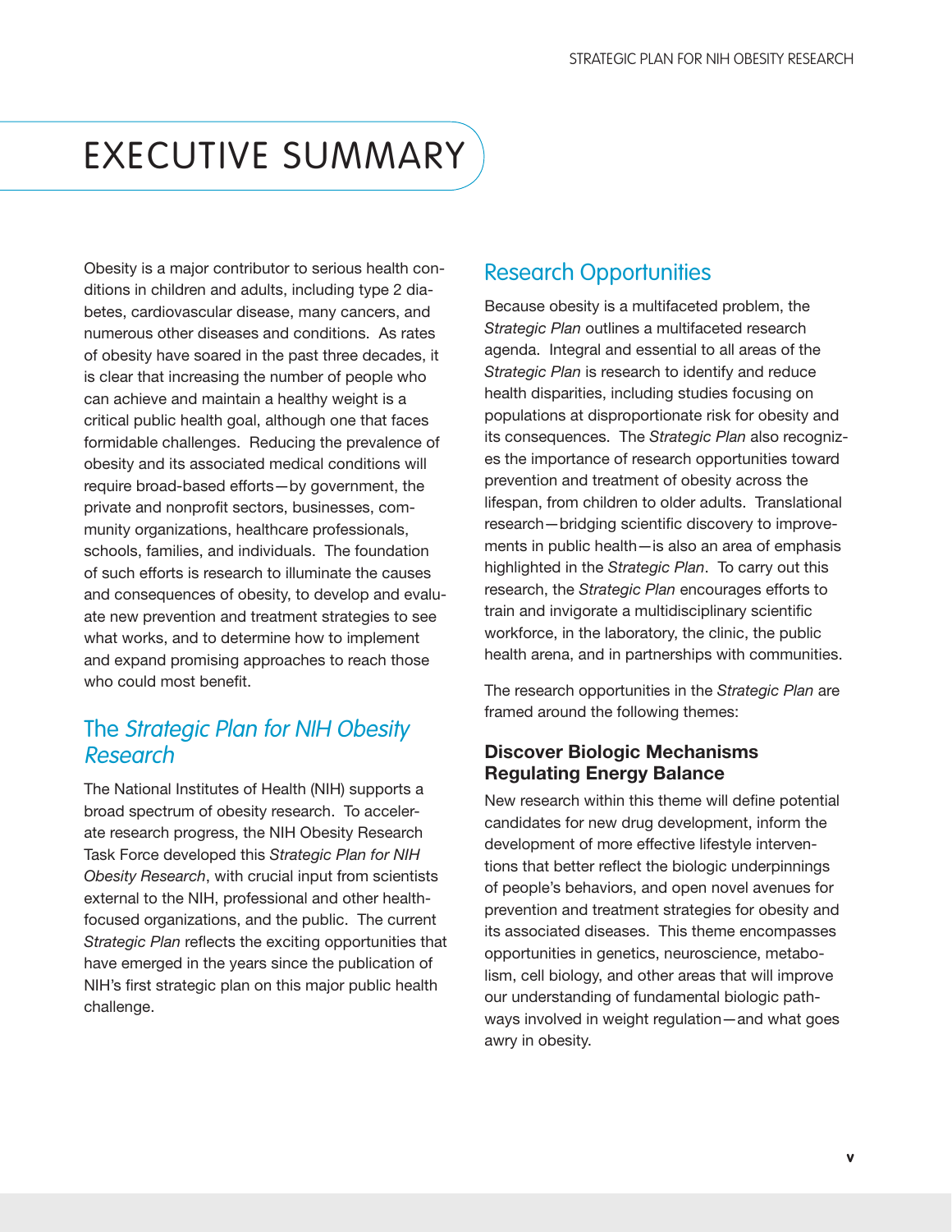# EXECUTIVE SUMMARY

Obesity is a major contributor to serious health conditions in children and adults, including type 2 diabetes, cardiovascular disease, many cancers, and numerous other diseases and conditions. As rates of obesity have soared in the past three decades, it is clear that increasing the number of people who can achieve and maintain a healthy weight is a critical public health goal, although one that faces formidable challenges. Reducing the prevalence of obesity and its associated medical conditions will require broad-based efforts—by government, the private and nonprofit sectors, businesses, community organizations, healthcare professionals, schools, families, and individuals. The foundation of such efforts is research to illuminate the causes and consequences of obesity, to develop and evaluate new prevention and treatment strategies to see what works, and to determine how to implement and expand promising approaches to reach those who could most benefit.

## The *Strategic Plan for NIH Obesity Research*

The National Institutes of Health (NIH) supports a broad spectrum of obesity research. To accelerate research progress, the NIH Obesity Research Task Force developed this *Strategic Plan for NIH Obesity Research*, with crucial input from scientists external to the NIH, professional and other health-focused organizations, and the public. The current *Strategic Plan* reflects the exciting opportunities that have emerged in the years since the publication of NIH's first strategic plan on this major public health challenge.

## Research Opportunities

Because obesity is a multifaceted problem, the *Strategic Plan* outlines a multifaceted research agenda. Integral and essential to all areas of the *Strategic Plan* is research to identify and reduce health disparities, including studies focusing on populations at disproportionate risk for obesity and its consequences. The *Strategic Plan* also recognizes the importance of research opportunities toward prevention and treatment of obesity across the lifespan, from children to older adults. Translational research—bridging scientific discovery to improvements in public health—is also an area of emphasis highlighted in the *Strategic Plan*. To carry out this research, the *Strategic Plan* encourages efforts to train and invigorate a multidisciplinary scientific workforce, in the laboratory, the clinic, the public health arena, and in partnerships with communities.

The research opportunities in the *Strategic Plan* are framed around the following themes:

### Discover Biologic Mechanisms Regulating Energy Balance

New research within this theme will define potential candidates for new drug development, inform the development of more effective lifestyle interventions that better reflect the biologic underpinnings of people's behaviors, and open novel avenues for prevention and treatment strategies for obesity and its associated diseases. This theme encompasses opportunities in genetics, neuroscience, metabolism, cell biology, and other areas that will improve our understanding of fundamental biologic pathways involved in weight regulation—and what goes awry in obesity.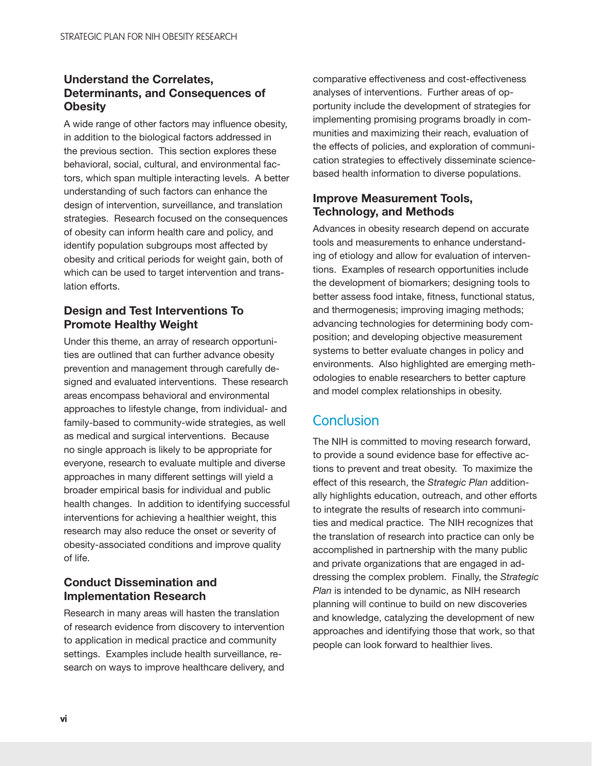### Understand the Correlates, Determinants, and Consequences of Obesity

A wide range of other factors may influence obesity, in addition to the biological factors addressed in the previous section. This section explores these behavioral, social, cultural, and environmental factors, which span multiple interacting levels. A better understanding of such factors can enhance the design of intervention, surveillance, and translation strategies. Research focused on the consequences of obesity can inform health care and policy, and identify population subgroups most affected by obesity and critical periods for weight gain, both of which can be used to target intervention and translation efforts.

### Design and Test Interventions To Promote Healthy Weight

Under this theme, an array of research opportunities are outlined that can further advance obesity prevention and management through carefully designed and evaluated interventions. These research areas encompass behavioral and environmental approaches to lifestyle change, from individual- and family-based to community-wide strategies, as well as medical and surgical interventions. Because no single approach is likely to be appropriate for everyone, research to evaluate multiple and diverse approaches in many different settings will yield a broader empirical basis for individual and public health changes. In addition to identifying successful interventions for achieving a healthier weight, this research may also reduce the onset or severity of obesity-associated conditions and improve quality of life.

### Conduct Dissemination and Implementation Research

Research in many areas will hasten the translation of research evidence from discovery to intervention to application in medical practice and community settings. Examples include health surveillance, research on ways to improve healthcare delivery, and comparative effectiveness and cost-effectiveness analyses of interventions. Further areas of opportunity include the development of strategies for implementing promising programs broadly in communities and maximizing their reach, evaluation of the effects of policies, and exploration of communication strategies to effectively disseminate science-based health information to diverse populations.

### Improve Measurement Tools, Technology, and Methods

Advances in obesity research depend on accurate tools and measurements to enhance understanding of etiology and allow for evaluation of interventions. Examples of research opportunities include the development of biomarkers; designing tools to better assess food intake, fitness, functional status, and thermogenesis; improving imaging methods; advancing technologies for determining body composition; and developing objective measurement systems to better evaluate changes in policy and environments. Also highlighted are emerging methodologies to enable researchers to better capture and model complex relationships in obesity.

## Conclusion

The NIH is committed to moving research forward, to provide a sound evidence base for effective actions to prevent and treat obesity. To maximize the effect of this research, the *Strategic Plan* additionally highlights education, outreach, and other efforts to integrate the results of research into communities and medical practice. The NIH recognizes that the translation of research into practice can only be accomplished in partnership with the many public and private organizations that are engaged in addressing the complex problem. Finally, the *Strategic Plan* is intended to be dynamic, as NIH research planning will continue to build on new discoveries and knowledge, catalyzing the development of new approaches and identifying those that work, so that people can look forward to healthier lives.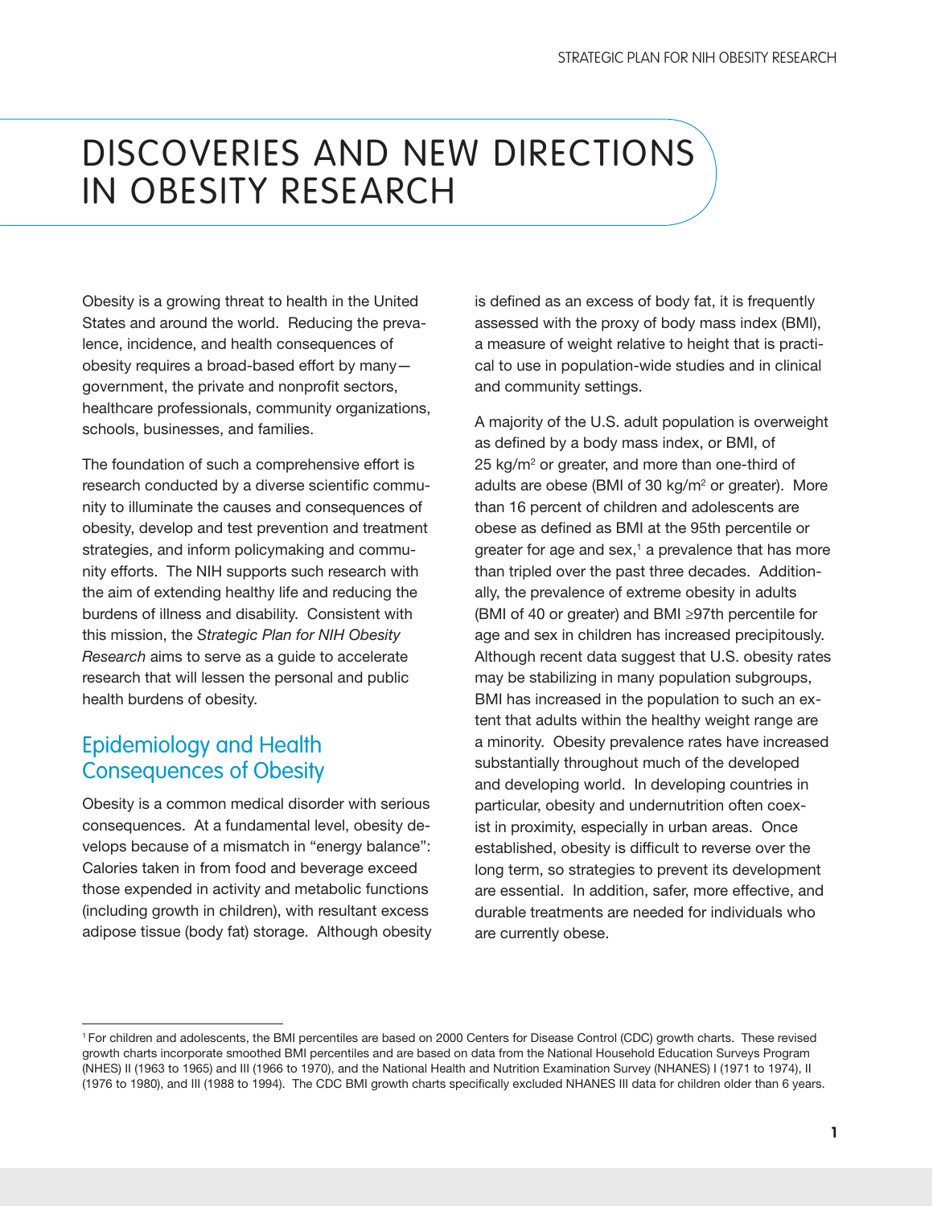# DISCOVERIES AND NEW DIRECTIONS IN OBESITY RESEARCH

Obesity is a growing threat to health in the United States and around the world. Reducing the prevalence, incidence, and health consequences of obesity requires a broad-based effort by many—government, the private and nonprofit sectors, healthcare professionals, community organizations, schools, businesses, and families.

The foundation of such a comprehensive effort is research conducted by a diverse scientific community to illuminate the causes and consequences of obesity, develop and test prevention and treatment strategies, and inform policymaking and community efforts. The NIH supports such research with the aim of extending healthy life and reducing the burdens of illness and disability. Consistent with this mission, the *Strategic Plan for NIH Obesity Research* aims to serve as a guide to accelerate research that will lessen the personal and public health burdens of obesity.

## Epidemiology and Health Consequences of Obesity

Obesity is a common medical disorder with serious consequences. At a fundamental level, obesity develops because of a mismatch in "energy balance": Calories taken in from food and beverage exceed those expended in activity and metabolic functions (including growth in children), with resultant excess adipose tissue (body fat) storage. Although obesity is defined as an excess of body fat, it is frequently assessed with the proxy of body mass index (BMI), a measure of weight relative to height that is practical to use in population-wide studies and in clinical and community settings.

A majority of the U.S. adult population is overweight as defined by a body mass index, or BMI, of 25 $kg/m^2$ or greater, and more than one-third of adults are obese (BMI of 30 $kg/m^2$ or greater). More than 16 percent of children and adolescents are obese as defined as BMI at the 95th percentile or greater for age and sex,[1] a prevalence that has more than tripled over the past three decades. Additionally, the prevalence of extreme obesity in adults (BMI of 40 or greater) and BMI ≥97th percentile for age and sex in children has increased precipitously. Although recent data suggest that U.S. obesity rates may be stabilizing in many population subgroups, BMI has increased in the population to such an extent that adults within the healthy weight range are a minority. Obesity prevalence rates have increased substantially throughout much of the developed and developing world. In developing countries in particular, obesity and undernutrition often coexist in proximity, especially in urban areas. Once established, obesity is difficult to reverse over the long term, so strategies to prevent its development are essential. In addition, safer, more effective, and durable treatments are needed for individuals who are currently obese.

---

[1] For children and adolescents, the BMI percentiles are based on 2000 Centers for Disease Control (CDC) growth charts. These revised growth charts incorporate smoothed BMI percentiles and are based on data from the National Household Education Surveys Program (NHES) II (1963 to 1965) and III (1966 to 1970), and the National Health and Nutrition Examination Survey (NHANES) I (1971 to 1974), II (1976 to 1980), and III (1988 to 1994). The CDC BMI growth charts specifically excluded NHANES III data for children older than 6 years.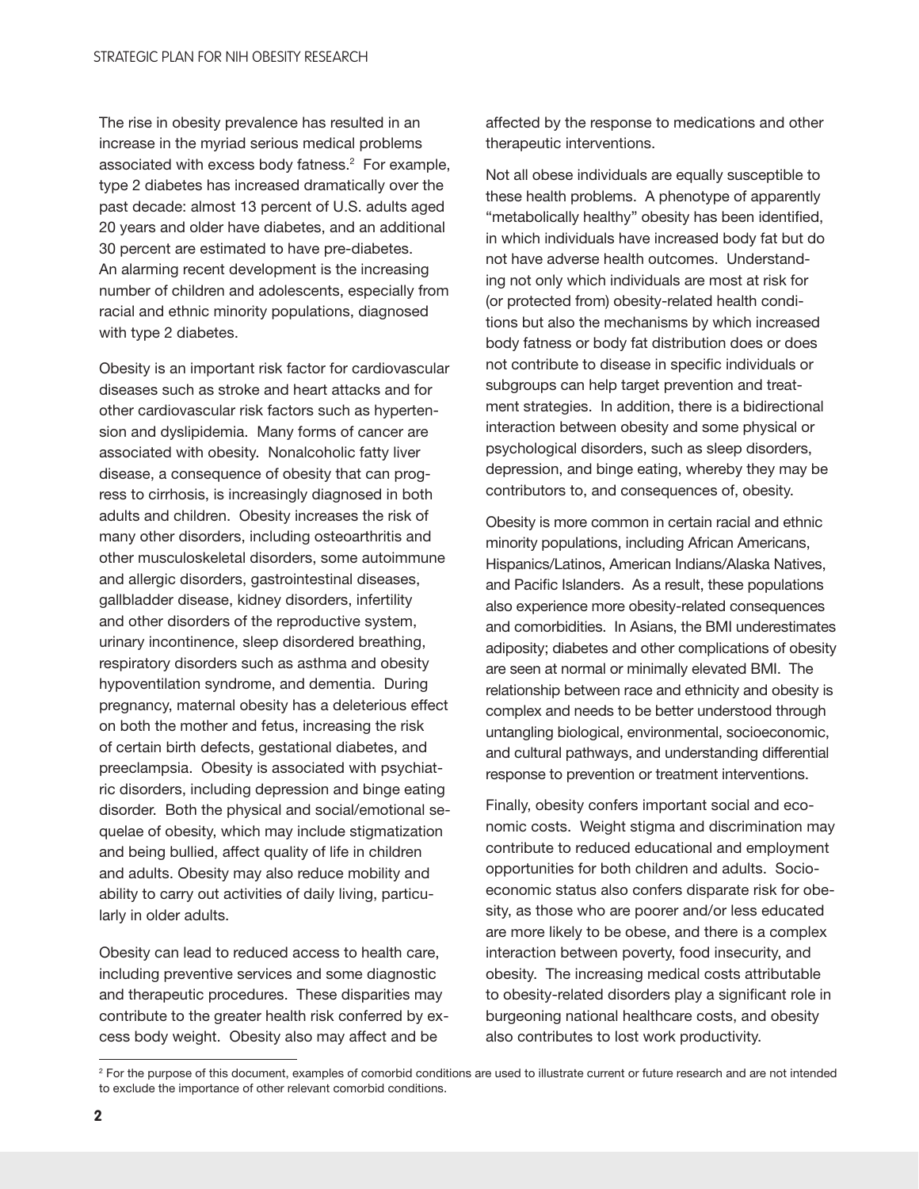The rise in obesity prevalence has resulted in an increase in the myriad serious medical problems associated with excess body fatness.[2] For example, type 2 diabetes has increased dramatically over the past decade: almost 13 percent of U.S. adults aged 20 years and older have diabetes, and an additional 30 percent are estimated to have pre-diabetes. An alarming recent development is the increasing number of children and adolescents, especially from racial and ethnic minority populations, diagnosed with type 2 diabetes.

Obesity is an important risk factor for cardiovascular diseases such as stroke and heart attacks and for other cardiovascular risk factors such as hypertension and dyslipidemia. Many forms of cancer are associated with obesity. Nonalcoholic fatty liver disease, a consequence of obesity that can progress to cirrhosis, is increasingly diagnosed in both adults and children. Obesity increases the risk of many other disorders, including osteoarthritis and other musculoskeletal disorders, some autoimmune and allergic disorders, gastrointestinal diseases, gallbladder disease, kidney disorders, infertility and other disorders of the reproductive system, urinary incontinence, sleep disordered breathing, respiratory disorders such as asthma and obesity hypoventilation syndrome, and dementia. During pregnancy, maternal obesity has a deleterious effect on both the mother and fetus, increasing the risk of certain birth defects, gestational diabetes, and preeclampsia. Obesity is associated with psychiatric disorders, including depression and binge eating disorder. Both the physical and social/emotional sequelae of obesity, which may include stigmatization and being bullied, affect quality of life in children and adults. Obesity may also reduce mobility and ability to carry out activities of daily living, particularly in older adults.

Obesity can lead to reduced access to health care, including preventive services and some diagnostic and therapeutic procedures. These disparities may contribute to the greater health risk conferred by excess body weight. Obesity also may affect and be affected by the response to medications and other therapeutic interventions.

Not all obese individuals are equally susceptible to these health problems. A phenotype of apparently "metabolically healthy" obesity has been identified, in which individuals have increased body fat but do not have adverse health outcomes. Understanding not only which individuals are most at risk for (or protected from) obesity-related health conditions but also the mechanisms by which increased body fatness or body fat distribution does or does not contribute to disease in specific individuals or subgroups can help target prevention and treatment strategies. In addition, there is a bidirectional interaction between obesity and some physical or psychological disorders, such as sleep disorders, depression, and binge eating, whereby they may be contributors to, and consequences of, obesity.

Obesity is more common in certain racial and ethnic minority populations, including African Americans, Hispanics/Latinos, American Indians/Alaska Natives, and Pacific Islanders. As a result, these populations also experience more obesity-related consequences and comorbidities. In Asians, the BMI underestimates adiposity; diabetes and other complications of obesity are seen at normal or minimally elevated BMI. The relationship between race and ethnicity and obesity is complex and needs to be better understood through untangling biological, environmental, socioeconomic, and cultural pathways, and understanding differential response to prevention or treatment interventions.

Finally, obesity confers important social and economic costs. Weight stigma and discrimination may contribute to reduced educational and employment opportunities for both children and adults. Socioeconomic status also confers disparate risk for obesity, as those who are poorer and/or less educated are more likely to be obese, and there is a complex interaction between poverty, food insecurity, and obesity. The increasing medical costs attributable to obesity-related disorders play a significant role in burgeoning national healthcare costs, and obesity also contributes to lost work productivity.

[2] For the purpose of this document, examples of comorbid conditions are used to illustrate current or future research and are not intended to exclude the importance of other relevant comorbid conditions.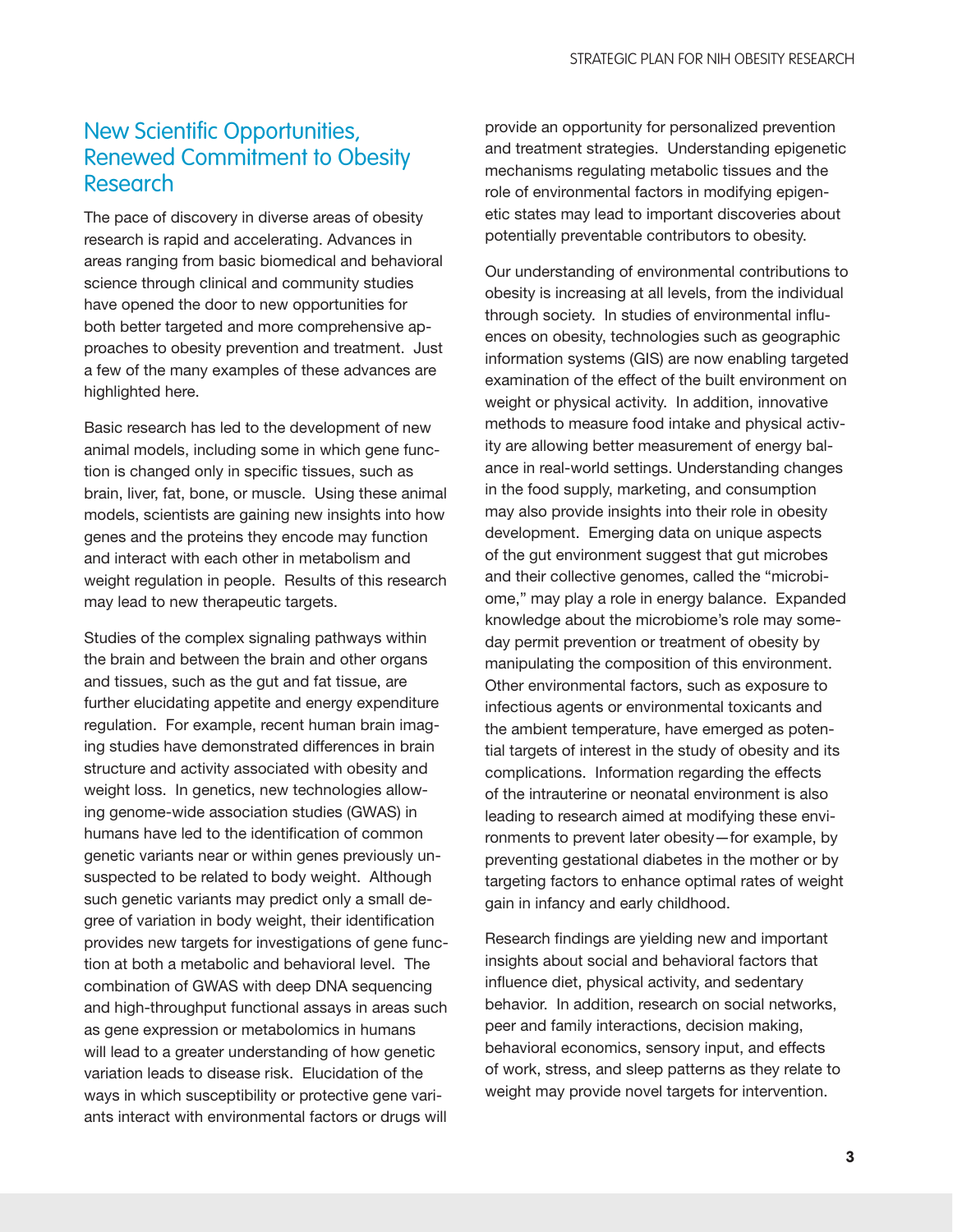## New Scientific Opportunities, Renewed Commitment to Obesity Research

The pace of discovery in diverse areas of obesity research is rapid and accelerating. Advances in areas ranging from basic biomedical and behavioral science through clinical and community studies have opened the door to new opportunities for both better targeted and more comprehensive approaches to obesity prevention and treatment. Just a few of the many examples of these advances are highlighted here.

Basic research has led to the development of new animal models, including some in which gene function is changed only in specific tissues, such as brain, liver, fat, bone, or muscle. Using these animal models, scientists are gaining new insights into how genes and the proteins they encode may function and interact with each other in metabolism and weight regulation in people. Results of this research may lead to new therapeutic targets.

Studies of the complex signaling pathways within the brain and between the brain and other organs and tissues, such as the gut and fat tissue, are further elucidating appetite and energy expenditure regulation. For example, recent human brain imaging studies have demonstrated differences in brain structure and activity associated with obesity and weight loss. In genetics, new technologies allowing genome-wide association studies (GWAS) in humans have led to the identification of common genetic variants near or within genes previously unsuspected to be related to body weight. Although such genetic variants may predict only a small degree of variation in body weight, their identification provides new targets for investigations of gene function at both a metabolic and behavioral level. The combination of GWAS with deep DNA sequencing and high-throughput functional assays in areas such as gene expression or metabolomics in humans will lead to a greater understanding of how genetic variation leads to disease risk. Elucidation of the ways in which susceptibility or protective gene variants interact with environmental factors or drugs will provide an opportunity for personalized prevention and treatment strategies. Understanding epigenetic mechanisms regulating metabolic tissues and the role of environmental factors in modifying epigenetic states may lead to important discoveries about potentially preventable contributors to obesity.

Our understanding of environmental contributions to obesity is increasing at all levels, from the individual through society. In studies of environmental influences on obesity, technologies such as geographic information systems (GIS) are now enabling targeted examination of the effect of the built environment on weight or physical activity. In addition, innovative methods to measure food intake and physical activity are allowing better measurement of energy balance in real-world settings. Understanding changes in the food supply, marketing, and consumption may also provide insights into their role in obesity development. Emerging data on unique aspects of the gut environment suggest that gut microbes and their collective genomes, called the "microbiome," may play a role in energy balance. Expanded knowledge about the microbiome's role may someday permit prevention or treatment of obesity by manipulating the composition of this environment. Other environmental factors, such as exposure to infectious agents or environmental toxicants and the ambient temperature, have emerged as potential targets of interest in the study of obesity and its complications. Information regarding the effects of the intrauterine or neonatal environment is also leading to research aimed at modifying these environments to prevent later obesity—for example, by preventing gestational diabetes in the mother or by targeting factors to enhance optimal rates of weight gain in infancy and early childhood.

Research findings are yielding new and important insights about social and behavioral factors that influence diet, physical activity, and sedentary behavior. In addition, research on social networks, peer and family interactions, decision making, behavioral economics, sensory input, and effects of work, stress, and sleep patterns as they relate to weight may provide novel targets for intervention.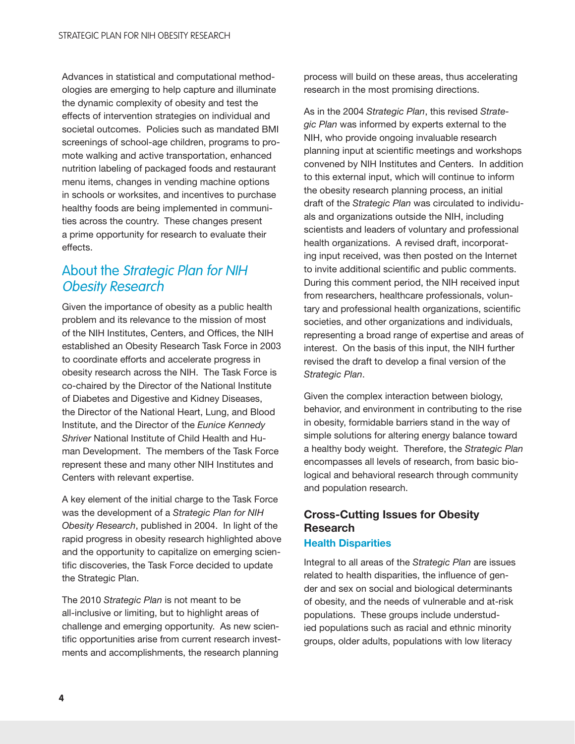Advances in statistical and computational methodologies are emerging to help capture and illuminate the dynamic complexity of obesity and test the effects of intervention strategies on individual and societal outcomes. Policies such as mandated BMI screenings of school-age children, programs to promote walking and active transportation, enhanced nutrition labeling of packaged foods and restaurant menu items, changes in vending machine options in schools or worksites, and incentives to purchase healthy foods are being implemented in communities across the country. These changes present a prime opportunity for research to evaluate their effects.

## About the *Strategic Plan for NIH Obesity Research*

Given the importance of obesity as a public health problem and its relevance to the mission of most of the NIH Institutes, Centers, and Offices, the NIH established an Obesity Research Task Force in 2003 to coordinate efforts and accelerate progress in obesity research across the NIH. The Task Force is co-chaired by the Director of the National Institute of Diabetes and Digestive and Kidney Diseases, the Director of the National Heart, Lung, and Blood Institute, and the Director of the *Eunice Kennedy Shriver* National Institute of Child Health and Human Development. The members of the Task Force represent these and many other NIH Institutes and Centers with relevant expertise.

A key element of the initial charge to the Task Force was the development of a *Strategic Plan for NIH Obesity Research*, published in 2004. In light of the rapid progress in obesity research highlighted above and the opportunity to capitalize on emerging scientific discoveries, the Task Force decided to update the Strategic Plan.

The 2010 *Strategic Plan* is not meant to be all-inclusive or limiting, but to highlight areas of challenge and emerging opportunity. As new scientific opportunities arise from current research investments and accomplishments, the research planning process will build on these areas, thus accelerating research in the most promising directions.

As in the 2004 *Strategic Plan*, this revised *Strategic Plan* was informed by experts external to the NIH, who provide ongoing invaluable research planning input at scientific meetings and workshops convened by NIH Institutes and Centers. In addition to this external input, which will continue to inform the obesity research planning process, an initial draft of the *Strategic Plan* was circulated to individuals and organizations outside the NIH, including scientists and leaders of voluntary and professional health organizations. A revised draft, incorporating input received, was then posted on the Internet to invite additional scientific and public comments. During this comment period, the NIH received input from researchers, healthcare professionals, voluntary and professional health organizations, scientific societies, and other organizations and individuals, representing a broad range of expertise and areas of interest. On the basis of this input, the NIH further revised the draft to develop a final version of the *Strategic Plan*.

Given the complex interaction between biology, behavior, and environment in contributing to the rise in obesity, formidable barriers stand in the way of simple solutions for altering energy balance toward a healthy body weight. Therefore, the *Strategic Plan* encompasses all levels of research, from basic biological and behavioral research through community and population research.

### Cross-Cutting Issues for Obesity Research

#### Health Disparities

Integral to all areas of the *Strategic Plan* are issues related to health disparities, the influence of gender and sex on social and biological determinants of obesity, and the needs of vulnerable and at-risk populations. These groups include understudied populations such as racial and ethnic minority groups, older adults, populations with low literacy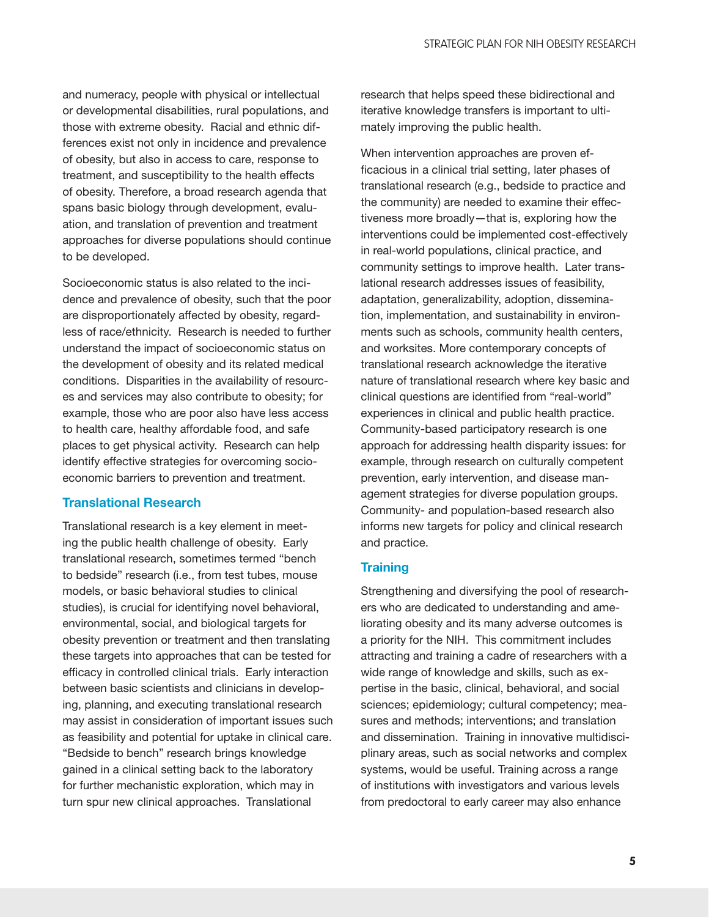and numeracy, people with physical or intellectual or developmental disabilities, rural populations, and those with extreme obesity. Racial and ethnic differences exist not only in incidence and prevalence of obesity, but also in access to care, response to treatment, and susceptibility to the health effects of obesity. Therefore, a broad research agenda that spans basic biology through development, evaluation, and translation of prevention and treatment approaches for diverse populations should continue to be developed.

Socioeconomic status is also related to the incidence and prevalence of obesity, such that the poor are disproportionately affected by obesity, regardless of race/ethnicity. Research is needed to further understand the impact of socioeconomic status on the development of obesity and its related medical conditions. Disparities in the availability of resources and services may also contribute to obesity; for example, those who are poor also have less access to health care, healthy affordable food, and safe places to get physical activity. Research can help identify effective strategies for overcoming socioeconomic barriers to prevention and treatment.

### Translational Research

Translational research is a key element in meeting the public health challenge of obesity. Early translational research, sometimes termed "bench to bedside" research (i.e., from test tubes, mouse models, or basic behavioral studies to clinical studies), is crucial for identifying novel behavioral, environmental, social, and biological targets for obesity prevention or treatment and then translating these targets into approaches that can be tested for efficacy in controlled clinical trials. Early interaction between basic scientists and clinicians in developing, planning, and executing translational research may assist in consideration of important issues such as feasibility and potential for uptake in clinical care. "Bedside to bench" research brings knowledge gained in a clinical setting back to the laboratory for further mechanistic exploration, which may in turn spur new clinical approaches. Translational research that helps speed these bidirectional and iterative knowledge transfers is important to ultimately improving the public health.

When intervention approaches are proven efficacious in a clinical trial setting, later phases of translational research (e.g., bedside to practice and the community) are needed to examine their effectiveness more broadly—that is, exploring how the interventions could be implemented cost-effectively in real-world populations, clinical practice, and community settings to improve health. Later translational research addresses issues of feasibility, adaptation, generalizability, adoption, dissemination, implementation, and sustainability in environments such as schools, community health centers, and worksites. More contemporary concepts of translational research acknowledge the iterative nature of translational research where key basic and clinical questions are identified from "real-world" experiences in clinical and public health practice. Community-based participatory research is one approach for addressing health disparity issues: for example, through research on culturally competent prevention, early intervention, and disease management strategies for diverse population groups. Community- and population-based research also informs new targets for policy and clinical research and practice.

### Training

Strengthening and diversifying the pool of researchers who are dedicated to understanding and ameliorating obesity and its many adverse outcomes is a priority for the NIH. This commitment includes attracting and training a cadre of researchers with a wide range of knowledge and skills, such as expertise in the basic, clinical, behavioral, and social sciences; epidemiology; cultural competency; measures and methods; interventions; and translation and dissemination. Training in innovative multidisciplinary areas, such as social networks and complex systems, would be useful. Training across a range of institutions with investigators and various levels from predoctoral to early career may also enhance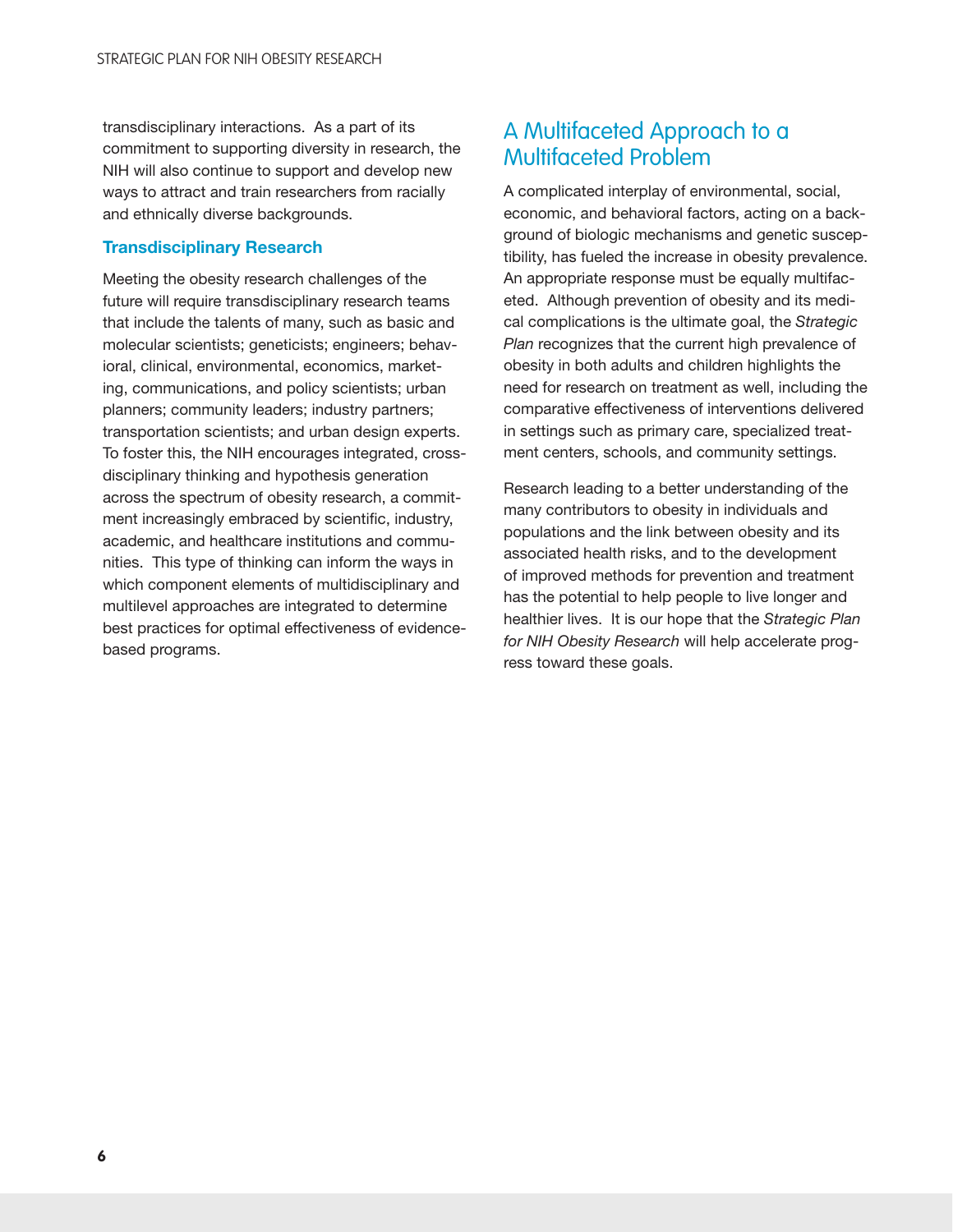transdisciplinary interactions. As a part of its commitment to supporting diversity in research, the NIH will also continue to support and develop new ways to attract and train researchers from racially and ethnically diverse backgrounds.

### Transdisciplinary Research

Meeting the obesity research challenges of the future will require transdisciplinary research teams that include the talents of many, such as basic and molecular scientists; geneticists; engineers; behavioral, clinical, environmental, economics, marketing, communications, and policy scientists; urban planners; community leaders; industry partners; transportation scientists; and urban design experts. To foster this, the NIH encourages integrated, cross-disciplinary thinking and hypothesis generation across the spectrum of obesity research, a commitment increasingly embraced by scientific, industry, academic, and healthcare institutions and communities. This type of thinking can inform the ways in which component elements of multidisciplinary and multilevel approaches are integrated to determine best practices for optimal effectiveness of evidence-based programs.

## A Multifaceted Approach to a Multifaceted Problem

A complicated interplay of environmental, social, economic, and behavioral factors, acting on a background of biologic mechanisms and genetic susceptibility, has fueled the increase in obesity prevalence. An appropriate response must be equally multifaceted. Although prevention of obesity and its medical complications is the ultimate goal, the *Strategic Plan* recognizes that the current high prevalence of obesity in both adults and children highlights the need for research on treatment as well, including the comparative effectiveness of interventions delivered in settings such as primary care, specialized treatment centers, schools, and community settings.

Research leading to a better understanding of the many contributors to obesity in individuals and populations and the link between obesity and its associated health risks, and to the development of improved methods for prevention and treatment has the potential to help people to live longer and healthier lives. It is our hope that the *Strategic Plan for NIH Obesity Research* will help accelerate progress toward these goals.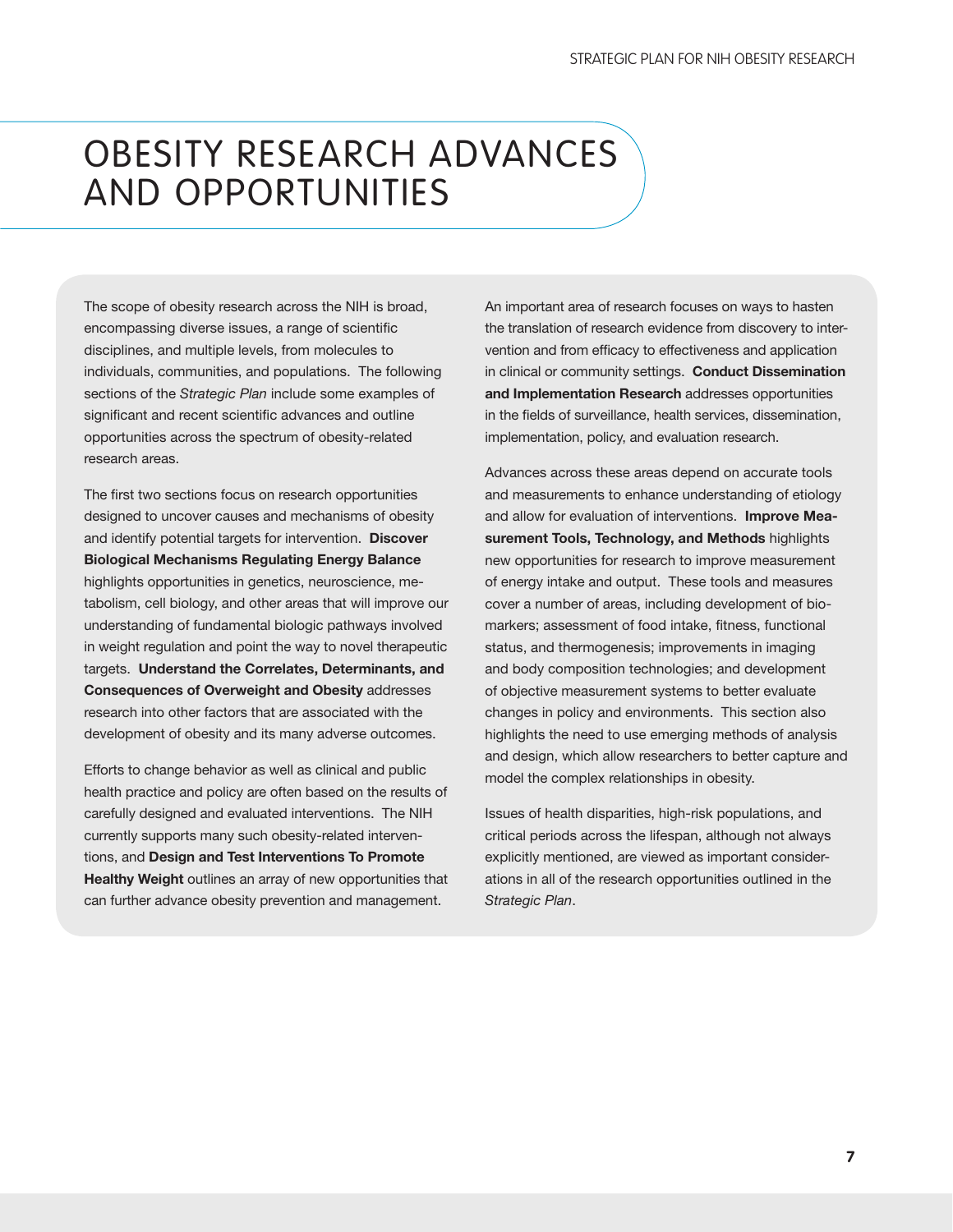# OBESITY RESEARCH ADVANCES AND OPPORTUNITIES

The scope of obesity research across the NIH is broad, encompassing diverse issues, a range of scientific disciplines, and multiple levels, from molecules to individuals, communities, and populations. The following sections of the *Strategic Plan* include some examples of significant and recent scientific advances and outline opportunities across the spectrum of obesity-related research areas.

The first two sections focus on research opportunities designed to uncover causes and mechanisms of obesity and identify potential targets for intervention. **Discover Biological Mechanisms Regulating Energy Balance** highlights opportunities in genetics, neuroscience, metabolism, cell biology, and other areas that will improve our understanding of fundamental biologic pathways involved in weight regulation and point the way to novel therapeutic targets. **Understand the Correlates, Determinants, and Consequences of Overweight and Obesity** addresses research into other factors that are associated with the development of obesity and its many adverse outcomes.

Efforts to change behavior as well as clinical and public health practice and policy are often based on the results of carefully designed and evaluated interventions. The NIH currently supports many such obesity-related interventions, and **Design and Test Interventions To Promote Healthy Weight** outlines an array of new opportunities that can further advance obesity prevention and management.

An important area of research focuses on ways to hasten the translation of research evidence from discovery to intervention and from efficacy to effectiveness and application in clinical or community settings. **Conduct Dissemination and Implementation Research** addresses opportunities in the fields of surveillance, health services, dissemination, implementation, policy, and evaluation research.

Advances across these areas depend on accurate tools and measurements to enhance understanding of etiology and allow for evaluation of interventions. **Improve Measurement Tools, Technology, and Methods** highlights new opportunities for research to improve measurement of energy intake and output. These tools and measures cover a number of areas, including development of biomarkers; assessment of food intake, fitness, functional status, and thermogenesis; improvements in imaging and body composition technologies; and development of objective measurement systems to better evaluate changes in policy and environments. This section also highlights the need to use emerging methods of analysis and design, which allow researchers to better capture and model the complex relationships in obesity.

Issues of health disparities, high-risk populations, and critical periods across the lifespan, although not always explicitly mentioned, are viewed as important considerations in all of the research opportunities outlined in the *Strategic Plan*.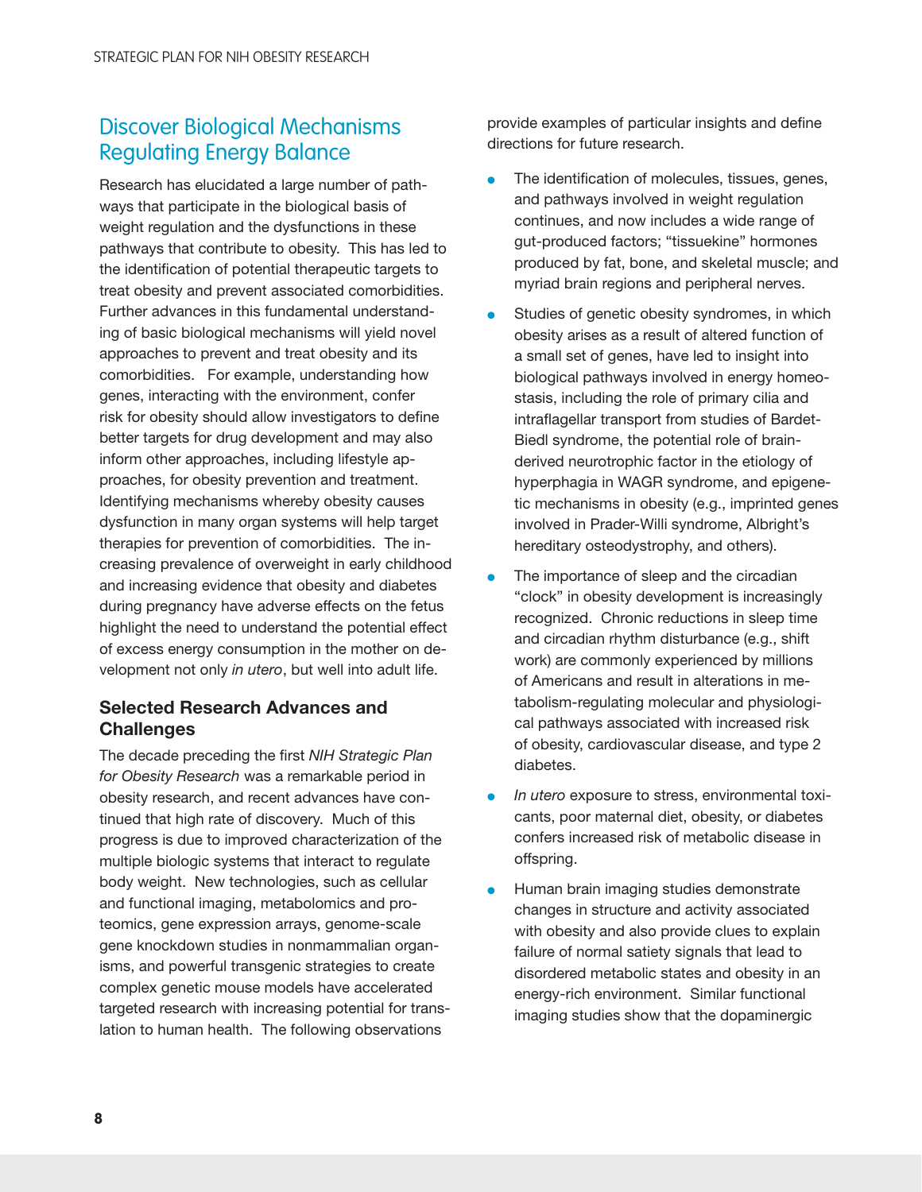## Discover Biological Mechanisms Regulating Energy Balance

Research has elucidated a large number of pathways that participate in the biological basis of weight regulation and the dysfunctions in these pathways that contribute to obesity. This has led to the identification of potential therapeutic targets to treat obesity and prevent associated comorbidities. Further advances in this fundamental understanding of basic biological mechanisms will yield novel approaches to prevent and treat obesity and its comorbidities. For example, understanding how genes, interacting with the environment, confer risk for obesity should allow investigators to define better targets for drug development and may also inform other approaches, including lifestyle approaches, for obesity prevention and treatment. Identifying mechanisms whereby obesity causes dysfunction in many organ systems will help target therapies for prevention of comorbidities. The increasing prevalence of overweight in early childhood and increasing evidence that obesity and diabetes during pregnancy have adverse effects on the fetus highlight the need to understand the potential effect of excess energy consumption in the mother on development not only *in utero*, but well into adult life.

### Selected Research Advances and Challenges

The decade preceding the first *NIH Strategic Plan for Obesity Research* was a remarkable period in obesity research, and recent advances have continued that high rate of discovery. Much of this progress is due to improved characterization of the multiple biologic systems that interact to regulate body weight. New technologies, such as cellular and functional imaging, metabolomics and proteomics, gene expression arrays, genome-scale gene knockdown studies in nonmammalian organisms, and powerful transgenic strategies to create complex genetic mouse models have accelerated targeted research with increasing potential for translation to human health. The following observations provide examples of particular insights and define directions for future research.

- The identification of molecules, tissues, genes, and pathways involved in weight regulation continues, and now includes a wide range of gut-produced factors; "tissuekine" hormones produced by fat, bone, and skeletal muscle; and myriad brain regions and peripheral nerves.
- Studies of genetic obesity syndromes, in which obesity arises as a result of altered function of a small set of genes, have led to insight into biological pathways involved in energy homeostasis, including the role of primary cilia and intraflagellar transport from studies of Bardet-Biedl syndrome, the potential role of brain-derived neurotrophic factor in the etiology of hyperphagia in WAGR syndrome, and epigenetic mechanisms in obesity (e.g., imprinted genes involved in Prader-Willi syndrome, Albright's hereditary osteodystrophy, and others).
- The importance of sleep and the circadian "clock" in obesity development is increasingly recognized. Chronic reductions in sleep time and circadian rhythm disturbance (e.g., shift work) are commonly experienced by millions of Americans and result in alterations in metabolism-regulating molecular and physiological pathways associated with increased risk of obesity, cardiovascular disease, and type 2 diabetes.
- *In utero* exposure to stress, environmental toxicants, poor maternal diet, obesity, or diabetes confers increased risk of metabolic disease in offspring.
- Human brain imaging studies demonstrate changes in structure and activity associated with obesity and also provide clues to explain failure of normal satiety signals that lead to disordered metabolic states and obesity in an energy-rich environment. Similar functional imaging studies show that the dopaminergic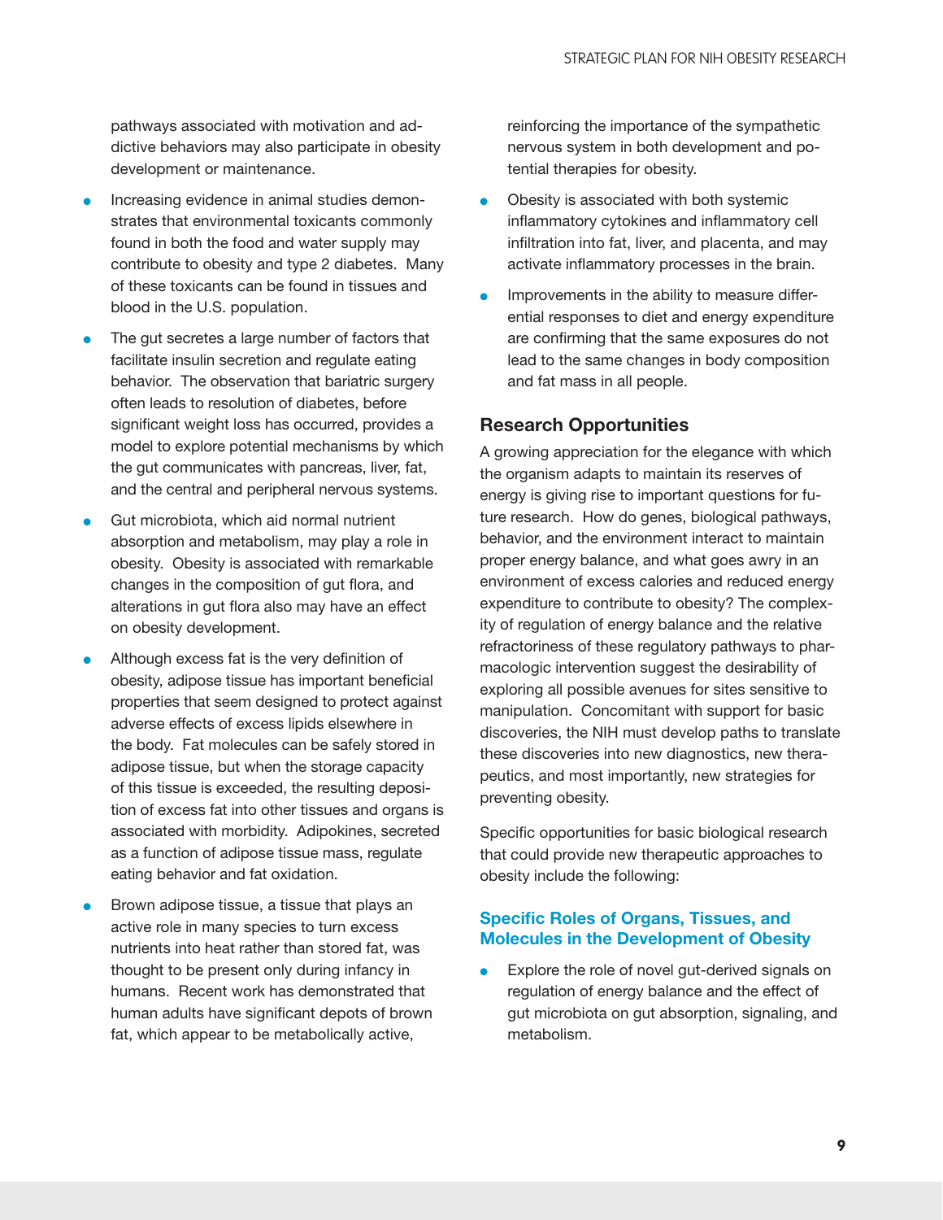pathways associated with motivation and addictive behaviors may also participate in obesity development or maintenance.

- Increasing evidence in animal studies demonstrates that environmental toxicants commonly found in both the food and water supply may contribute to obesity and type 2 diabetes. Many of these toxicants can be found in tissues and blood in the U.S. population.
- The gut secretes a large number of factors that facilitate insulin secretion and regulate eating behavior. The observation that bariatric surgery often leads to resolution of diabetes, before significant weight loss has occurred, provides a model to explore potential mechanisms by which the gut communicates with pancreas, liver, fat, and the central and peripheral nervous systems.
- Gut microbiota, which aid normal nutrient absorption and metabolism, may play a role in obesity. Obesity is associated with remarkable changes in the composition of gut flora, and alterations in gut flora also may have an effect on obesity development.
- Although excess fat is the very definition of obesity, adipose tissue has important beneficial properties that seem designed to protect against adverse effects of excess lipids elsewhere in the body. Fat molecules can be safely stored in adipose tissue, but when the storage capacity of this tissue is exceeded, the resulting deposition of excess fat into other tissues and organs is associated with morbidity. Adipokines, secreted as a function of adipose tissue mass, regulate eating behavior and fat oxidation.
- Brown adipose tissue, a tissue that plays an active role in many species to turn excess nutrients into heat rather than stored fat, was thought to be present only during infancy in humans. Recent work has demonstrated that human adults have significant depots of brown fat, which appear to be metabolically active, reinforcing the importance of the sympathetic nervous system in both development and potential therapies for obesity.
- Obesity is associated with both systemic inflammatory cytokines and inflammatory cell infiltration into fat, liver, and placenta, and may activate inflammatory processes in the brain.
- Improvements in the ability to measure differential responses to diet and energy expenditure are confirming that the same exposures do not lead to the same changes in body composition and fat mass in all people.

## Research Opportunities

A growing appreciation for the elegance with which the organism adapts to maintain its reserves of energy is giving rise to important questions for future research. How do genes, biological pathways, behavior, and the environment interact to maintain proper energy balance, and what goes awry in an environment of excess calories and reduced energy expenditure to contribute to obesity? The complexity of regulation of energy balance and the relative refractoriness of these regulatory pathways to pharmacologic intervention suggest the desirability of exploring all possible avenues for sites sensitive to manipulation. Concomitant with support for basic discoveries, the NIH must develop paths to translate these discoveries into new diagnostics, new therapeutics, and most importantly, new strategies for preventing obesity.

Specific opportunities for basic biological research that could provide new therapeutic approaches to obesity include the following:

### Specific Roles of Organs, Tissues, and Molecules in the Development of Obesity

- Explore the role of novel gut-derived signals on regulation of energy balance and the effect of gut microbiota on gut absorption, signaling, and metabolism.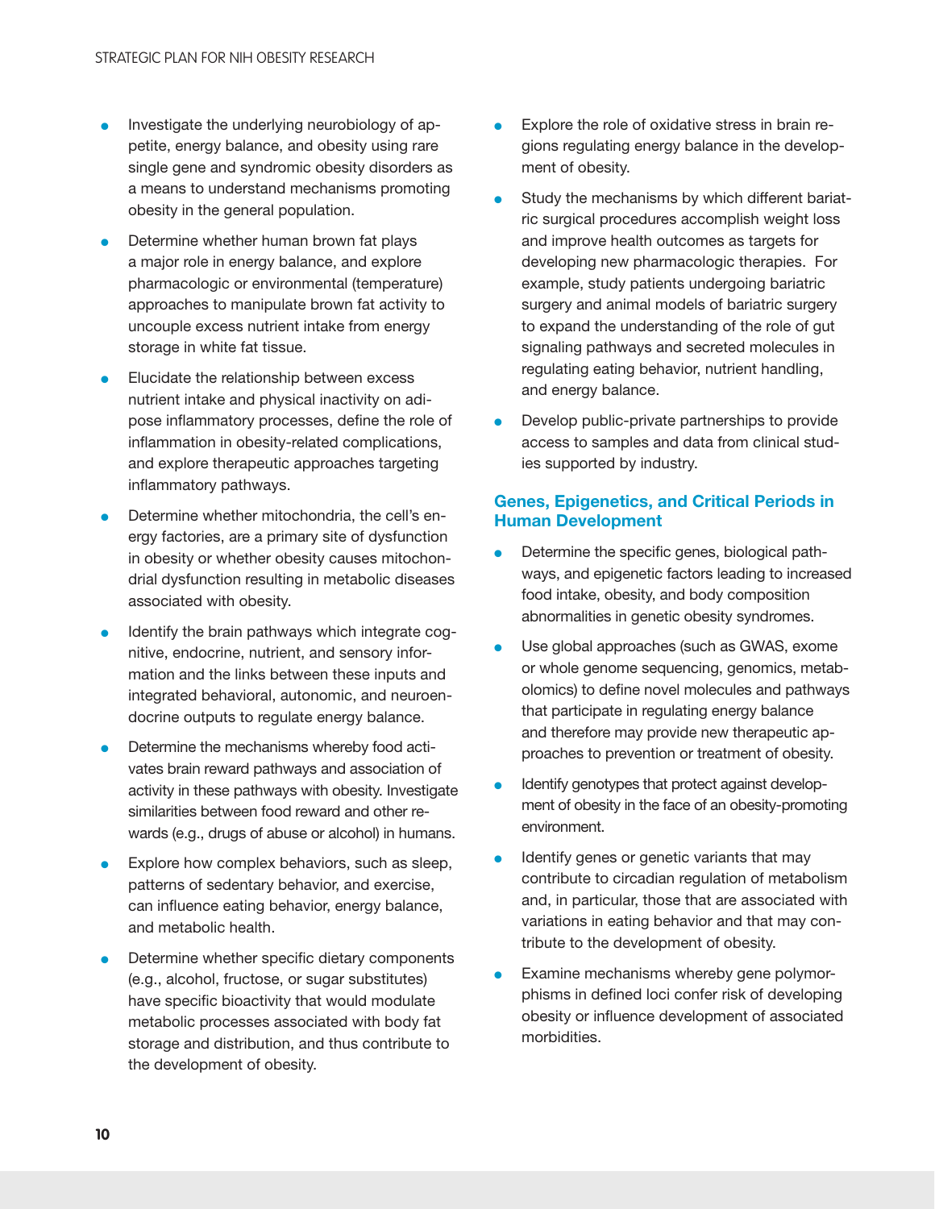- Investigate the underlying neurobiology of appetite, energy balance, and obesity using rare single gene and syndromic obesity disorders as a means to understand mechanisms promoting obesity in the general population.
- Determine whether human brown fat plays a major role in energy balance, and explore pharmacologic or environmental (temperature) approaches to manipulate brown fat activity to uncouple excess nutrient intake from energy storage in white fat tissue.
- Elucidate the relationship between excess nutrient intake and physical inactivity on adipose inflammatory processes, define the role of inflammation in obesity-related complications, and explore therapeutic approaches targeting inflammatory pathways.
- Determine whether mitochondria, the cell's energy factories, are a primary site of dysfunction in obesity or whether obesity causes mitochondrial dysfunction resulting in metabolic diseases associated with obesity.
- Identify the brain pathways which integrate cognitive, endocrine, nutrient, and sensory information and the links between these inputs and integrated behavioral, autonomic, and neuroendocrine outputs to regulate energy balance.
- Determine the mechanisms whereby food activates brain reward pathways and association of activity in these pathways with obesity. Investigate similarities between food reward and other rewards (e.g., drugs of abuse or alcohol) in humans.
- Explore how complex behaviors, such as sleep, patterns of sedentary behavior, and exercise, can influence eating behavior, energy balance, and metabolic health.
- Determine whether specific dietary components (e.g., alcohol, fructose, or sugar substitutes) have specific bioactivity that would modulate metabolic processes associated with body fat storage and distribution, and thus contribute to the development of obesity.
- Explore the role of oxidative stress in brain regions regulating energy balance in the development of obesity.
- Study the mechanisms by which different bariatric surgical procedures accomplish weight loss and improve health outcomes as targets for developing new pharmacologic therapies. For example, study patients undergoing bariatric surgery and animal models of bariatric surgery to expand the understanding of the role of gut signaling pathways and secreted molecules in regulating eating behavior, nutrient handling, and energy balance.
- Develop public-private partnerships to provide access to samples and data from clinical studies supported by industry.

### Genes, Epigenetics, and Critical Periods in Human Development

- Determine the specific genes, biological pathways, and epigenetic factors leading to increased food intake, obesity, and body composition abnormalities in genetic obesity syndromes.
- Use global approaches (such as GWAS, exome or whole genome sequencing, genomics, metabolomics) to define novel molecules and pathways that participate in regulating energy balance and therefore may provide new therapeutic approaches to prevention or treatment of obesity.
- Identify genotypes that protect against development of obesity in the face of an obesity-promoting environment.
- Identify genes or genetic variants that may contribute to circadian regulation of metabolism and, in particular, those that are associated with variations in eating behavior and that may contribute to the development of obesity.
- Examine mechanisms whereby gene polymorphisms in defined loci confer risk of developing obesity or influence development of associated morbidities.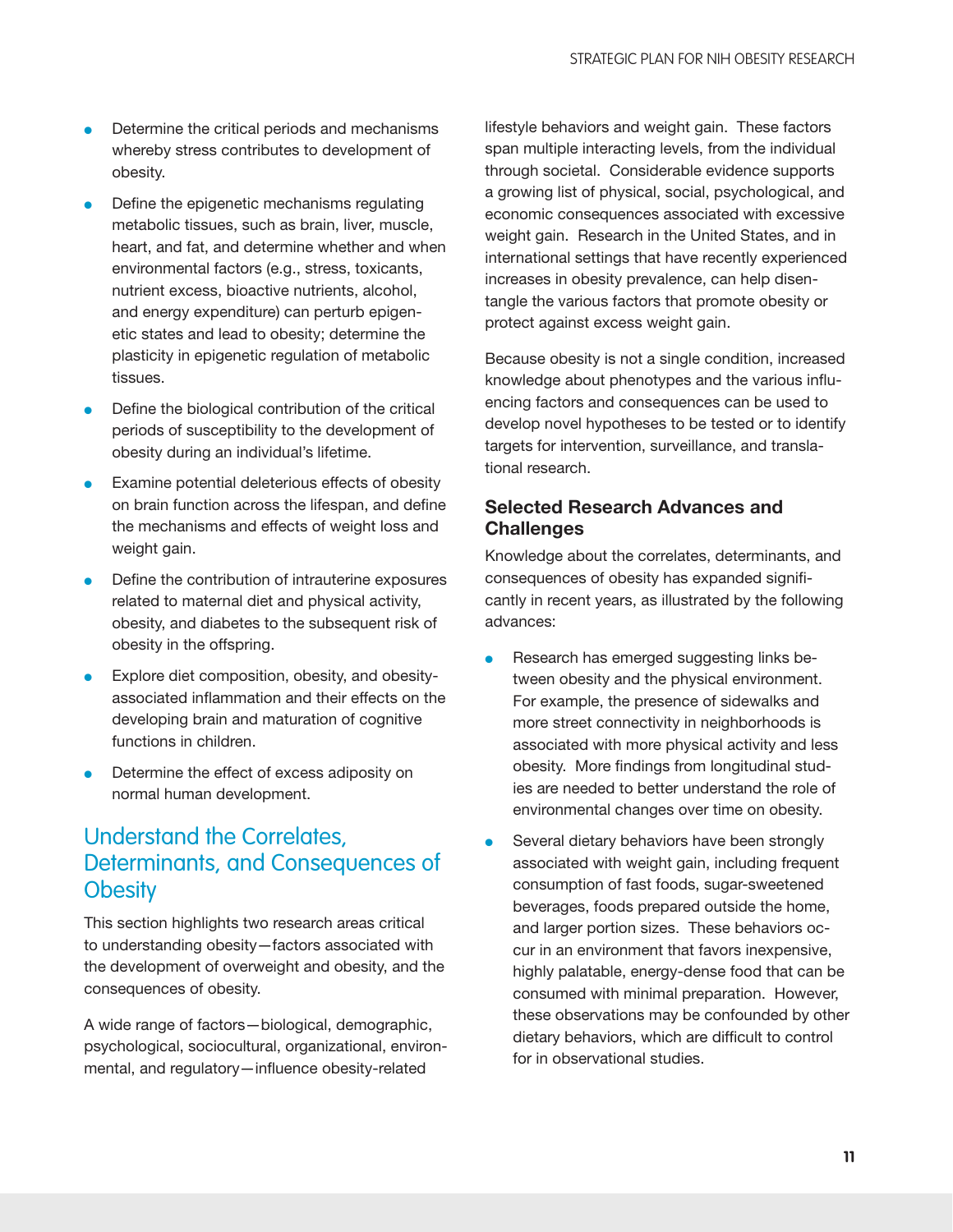- Determine the critical periods and mechanisms whereby stress contributes to development of obesity.
- Define the epigenetic mechanisms regulating metabolic tissues, such as brain, liver, muscle, heart, and fat, and determine whether and when environmental factors (e.g., stress, toxicants, nutrient excess, bioactive nutrients, alcohol, and energy expenditure) can perturb epigenetic states and lead to obesity; determine the plasticity in epigenetic regulation of metabolic tissues.
- Define the biological contribution of the critical periods of susceptibility to the development of obesity during an individual's lifetime.
- Examine potential deleterious effects of obesity on brain function across the lifespan, and define the mechanisms and effects of weight loss and weight gain.
- Define the contribution of intrauterine exposures related to maternal diet and physical activity, obesity, and diabetes to the subsequent risk of obesity in the offspring.
- Explore diet composition, obesity, and obesity-associated inflammation and their effects on the developing brain and maturation of cognitive functions in children.
- Determine the effect of excess adiposity on normal human development.

## Understand the Correlates, Determinants, and Consequences of Obesity

This section highlights two research areas critical to understanding obesity—factors associated with the development of overweight and obesity, and the consequences of obesity.

A wide range of factors—biological, demographic, psychological, sociocultural, organizational, environmental, and regulatory—influence obesity-related lifestyle behaviors and weight gain. These factors span multiple interacting levels, from the individual through societal. Considerable evidence supports a growing list of physical, social, psychological, and economic consequences associated with excessive weight gain. Research in the United States, and in international settings that have recently experienced increases in obesity prevalence, can help disentangle the various factors that promote obesity or protect against excess weight gain.

Because obesity is not a single condition, increased knowledge about phenotypes and the various influencing factors and consequences can be used to develop novel hypotheses to be tested or to identify targets for intervention, surveillance, and translational research.

### Selected Research Advances and Challenges

Knowledge about the correlates, determinants, and consequences of obesity has expanded significantly in recent years, as illustrated by the following advances:

- Research has emerged suggesting links between obesity and the physical environment. For example, the presence of sidewalks and more street connectivity in neighborhoods is associated with more physical activity and less obesity. More findings from longitudinal studies are needed to better understand the role of environmental changes over time on obesity.
- Several dietary behaviors have been strongly associated with weight gain, including frequent consumption of fast foods, sugar-sweetened beverages, foods prepared outside the home, and larger portion sizes. These behaviors occur in an environment that favors inexpensive, highly palatable, energy-dense food that can be consumed with minimal preparation. However, these observations may be confounded by other dietary behaviors, which are difficult to control for in observational studies.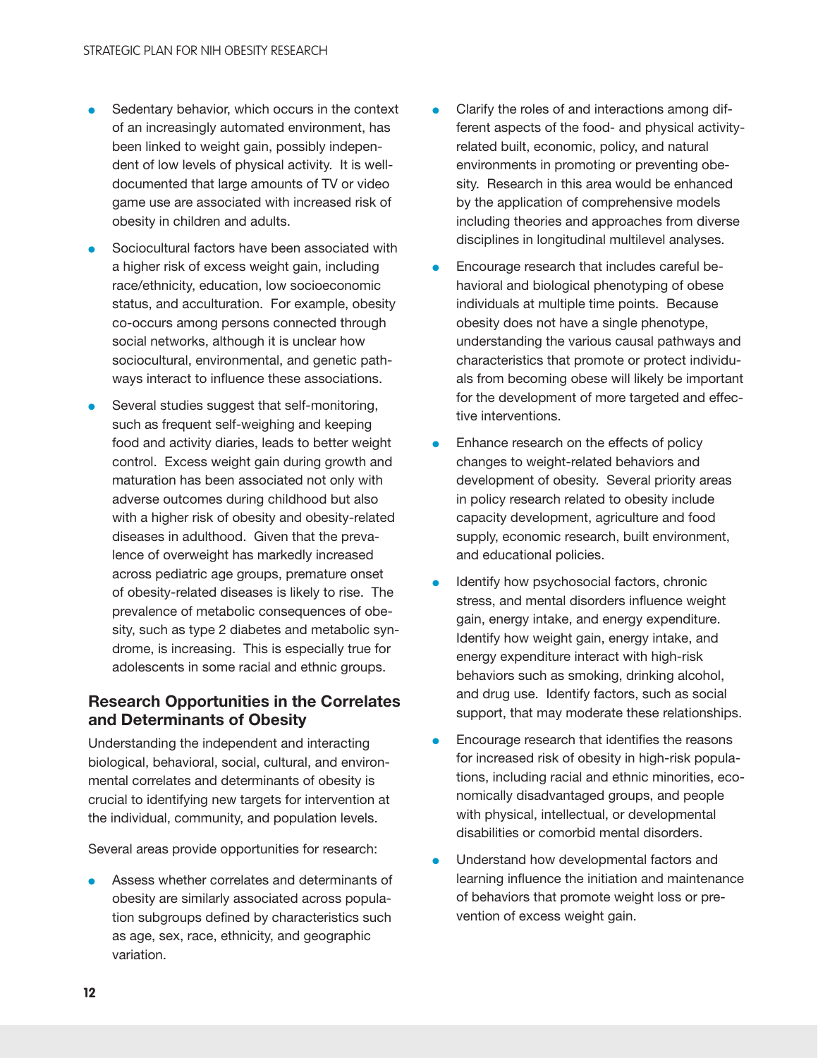- Sedentary behavior, which occurs in the context of an increasingly automated environment, has been linked to weight gain, possibly independent of low levels of physical activity. It is well-documented that large amounts of TV or video game use are associated with increased risk of obesity in children and adults.
- Sociocultural factors have been associated with a higher risk of excess weight gain, including race/ethnicity, education, low socioeconomic status, and acculturation. For example, obesity co-occurs among persons connected through social networks, although it is unclear how sociocultural, environmental, and genetic pathways interact to influence these associations.
- Several studies suggest that self-monitoring, such as frequent self-weighing and keeping food and activity diaries, leads to better weight control. Excess weight gain during growth and maturation has been associated not only with adverse outcomes during childhood but also with a higher risk of obesity and obesity-related diseases in adulthood. Given that the prevalence of overweight has markedly increased across pediatric age groups, premature onset of obesity-related diseases is likely to rise. The prevalence of metabolic consequences of obesity, such as type 2 diabetes and metabolic syndrome, is increasing. This is especially true for adolescents in some racial and ethnic groups.

## Research Opportunities in the Correlates and Determinants of Obesity

Understanding the independent and interacting biological, behavioral, social, cultural, and environmental correlates and determinants of obesity is crucial to identifying new targets for intervention at the individual, community, and population levels.

Several areas provide opportunities for research:

- Assess whether correlates and determinants of obesity are similarly associated across population subgroups defined by characteristics such as age, sex, race, ethnicity, and geographic variation.
- Clarify the roles of and interactions among different aspects of the food- and physical activity-related built, economic, policy, and natural environments in promoting or preventing obesity. Research in this area would be enhanced by the application of comprehensive models including theories and approaches from diverse disciplines in longitudinal multilevel analyses.
- Encourage research that includes careful behavioral and biological phenotyping of obese individuals at multiple time points. Because obesity does not have a single phenotype, understanding the various causal pathways and characteristics that promote or protect individuals from becoming obese will likely be important for the development of more targeted and effective interventions.
- Enhance research on the effects of policy changes to weight-related behaviors and development of obesity. Several priority areas in policy research related to obesity include capacity development, agriculture and food supply, economic research, built environment, and educational policies.
- Identify how psychosocial factors, chronic stress, and mental disorders influence weight gain, energy intake, and energy expenditure. Identify how weight gain, energy intake, and energy expenditure interact with high-risk behaviors such as smoking, drinking alcohol, and drug use. Identify factors, such as social support, that may moderate these relationships.
- Encourage research that identifies the reasons for increased risk of obesity in high-risk populations, including racial and ethnic minorities, economically disadvantaged groups, and people with physical, intellectual, or developmental disabilities or comorbid mental disorders.
- Understand how developmental factors and learning influence the initiation and maintenance of behaviors that promote weight loss or prevention of excess weight gain.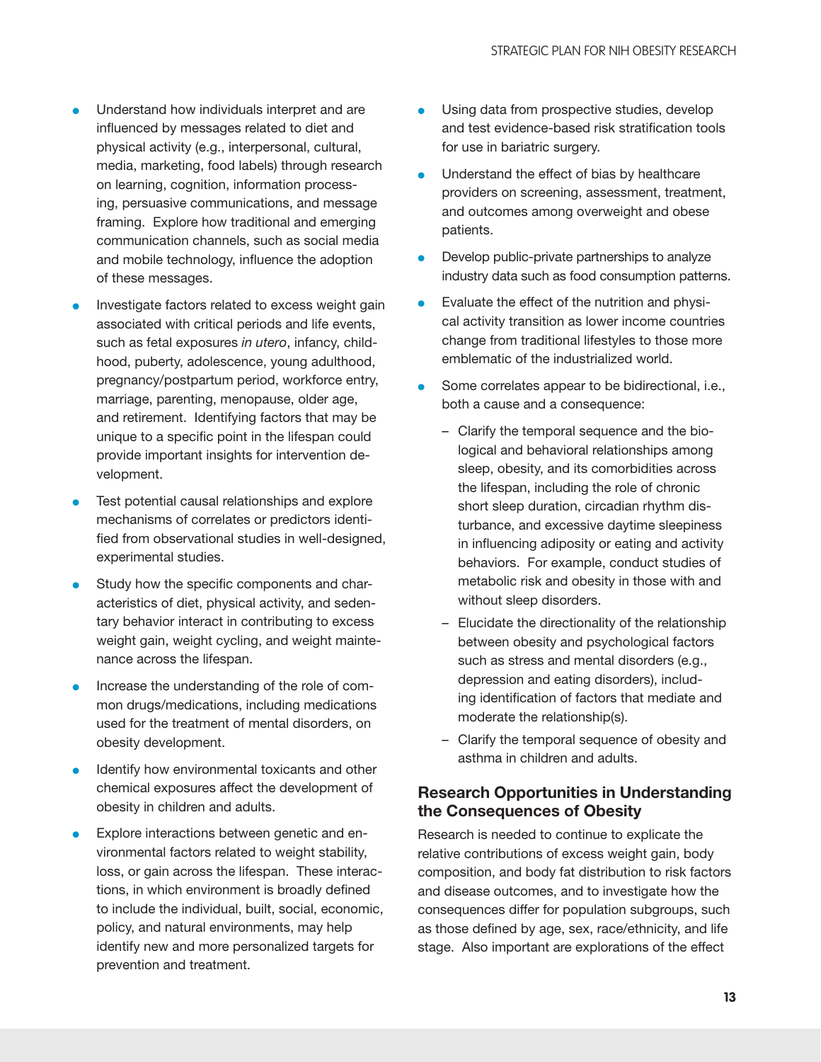- Understand how individuals interpret and are influenced by messages related to diet and physical activity (e.g., interpersonal, cultural, media, marketing, food labels) through research on learning, cognition, information processing, persuasive communications, and message framing. Explore how traditional and emerging communication channels, such as social media and mobile technology, influence the adoption of these messages.
- Investigate factors related to excess weight gain associated with critical periods and life events, such as fetal exposures *in utero*, infancy, childhood, puberty, adolescence, young adulthood, pregnancy/postpartum period, workforce entry, marriage, parenting, menopause, older age, and retirement. Identifying factors that may be unique to a specific point in the lifespan could provide important insights for intervention development.
- Test potential causal relationships and explore mechanisms of correlates or predictors identified from observational studies in well-designed, experimental studies.
- Study how the specific components and characteristics of diet, physical activity, and sedentary behavior interact in contributing to excess weight gain, weight cycling, and weight maintenance across the lifespan.
- Increase the understanding of the role of common drugs/medications, including medications used for the treatment of mental disorders, on obesity development.
- Identify how environmental toxicants and other chemical exposures affect the development of obesity in children and adults.
- Explore interactions between genetic and environmental factors related to weight stability, loss, or gain across the lifespan. These interactions, in which environment is broadly defined to include the individual, built, social, economic, policy, and natural environments, may help identify new and more personalized targets for prevention and treatment.
- Using data from prospective studies, develop and test evidence-based risk stratification tools for use in bariatric surgery.
- Understand the effect of bias by healthcare providers on screening, assessment, treatment, and outcomes among overweight and obese patients.
- Develop public-private partnerships to analyze industry data such as food consumption patterns.
- Evaluate the effect of the nutrition and physical activity transition as lower income countries change from traditional lifestyles to those more emblematic of the industrialized world.
- Some correlates appear to be bidirectional, i.e., both a cause and a consequence:
  - Clarify the temporal sequence and the biological and behavioral relationships among sleep, obesity, and its comorbidities across the lifespan, including the role of chronic short sleep duration, circadian rhythm disturbance, and excessive daytime sleepiness in influencing adiposity or eating and activity behaviors. For example, conduct studies of metabolic risk and obesity in those with and without sleep disorders.
  - Elucidate the directionality of the relationship between obesity and psychological factors such as stress and mental disorders (e.g., depression and eating disorders), including identification of factors that mediate and moderate the relationship(s).
  - Clarify the temporal sequence of obesity and asthma in children and adults.

## Research Opportunities in Understanding the Consequences of Obesity

Research is needed to continue to explicate the relative contributions of excess weight gain, body composition, and body fat distribution to risk factors and disease outcomes, and to investigate how the consequences differ for population subgroups, such as those defined by age, sex, race/ethnicity, and life stage. Also important are explorations of the effect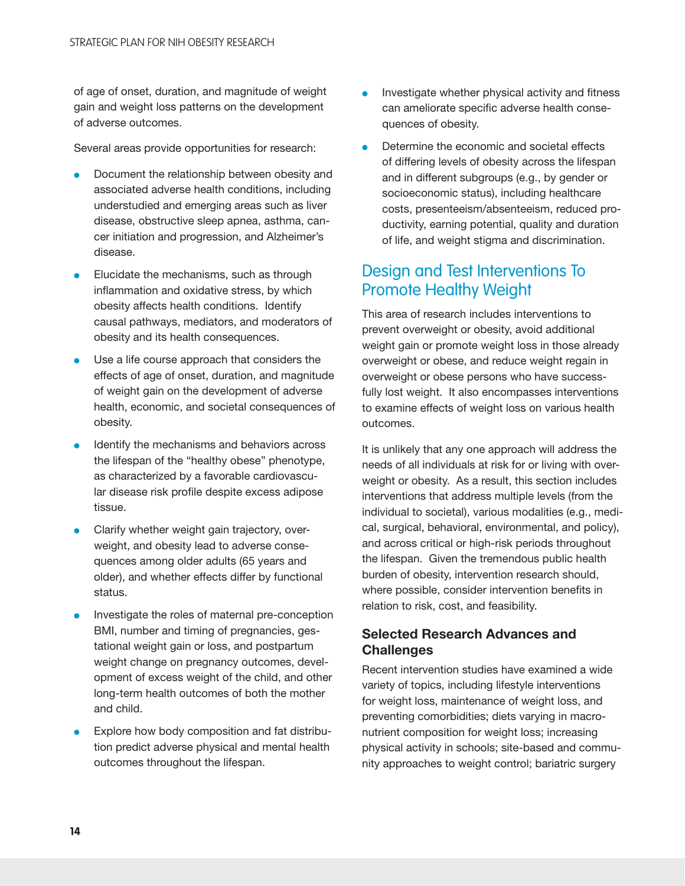of age of onset, duration, and magnitude of weight gain and weight loss patterns on the development of adverse outcomes.

Several areas provide opportunities for research:

- Document the relationship between obesity and associated adverse health conditions, including understudied and emerging areas such as liver disease, obstructive sleep apnea, asthma, cancer initiation and progression, and Alzheimer's disease.
- Elucidate the mechanisms, such as through inflammation and oxidative stress, by which obesity affects health conditions. Identify causal pathways, mediators, and moderators of obesity and its health consequences.
- Use a life course approach that considers the effects of age of onset, duration, and magnitude of weight gain on the development of adverse health, economic, and societal consequences of obesity.
- Identify the mechanisms and behaviors across the lifespan of the "healthy obese" phenotype, as characterized by a favorable cardiovascular disease risk profile despite excess adipose tissue.
- Clarify whether weight gain trajectory, overweight, and obesity lead to adverse consequences among older adults (65 years and older), and whether effects differ by functional status.
- Investigate the roles of maternal pre-conception BMI, number and timing of pregnancies, gestational weight gain or loss, and postpartum weight change on pregnancy outcomes, development of excess weight of the child, and other long-term health outcomes of both the mother and child.
- Explore how body composition and fat distribution predict adverse physical and mental health outcomes throughout the lifespan.
- Investigate whether physical activity and fitness can ameliorate specific adverse health consequences of obesity.
- Determine the economic and societal effects of differing levels of obesity across the lifespan and in different subgroups (e.g., by gender or socioeconomic status), including healthcare costs, presenteeism/absenteeism, reduced productivity, earning potential, quality and duration of life, and weight stigma and discrimination.

## Design and Test Interventions To Promote Healthy Weight

This area of research includes interventions to prevent overweight or obesity, avoid additional weight gain or promote weight loss in those already overweight or obese, and reduce weight regain in overweight or obese persons who have successfully lost weight. It also encompasses interventions to examine effects of weight loss on various health outcomes.

It is unlikely that any one approach will address the needs of all individuals at risk for or living with overweight or obesity. As a result, this section includes interventions that address multiple levels (from the individual to societal), various modalities (e.g., medical, surgical, behavioral, environmental, and policy), and across critical or high-risk periods throughout the lifespan. Given the tremendous public health burden of obesity, intervention research should, where possible, consider intervention benefits in relation to risk, cost, and feasibility.

### Selected Research Advances and Challenges

Recent intervention studies have examined a wide variety of topics, including lifestyle interventions for weight loss, maintenance of weight loss, and preventing comorbidities; diets varying in macronutrient composition for weight loss; increasing physical activity in schools; site-based and community approaches to weight control; bariatric surgery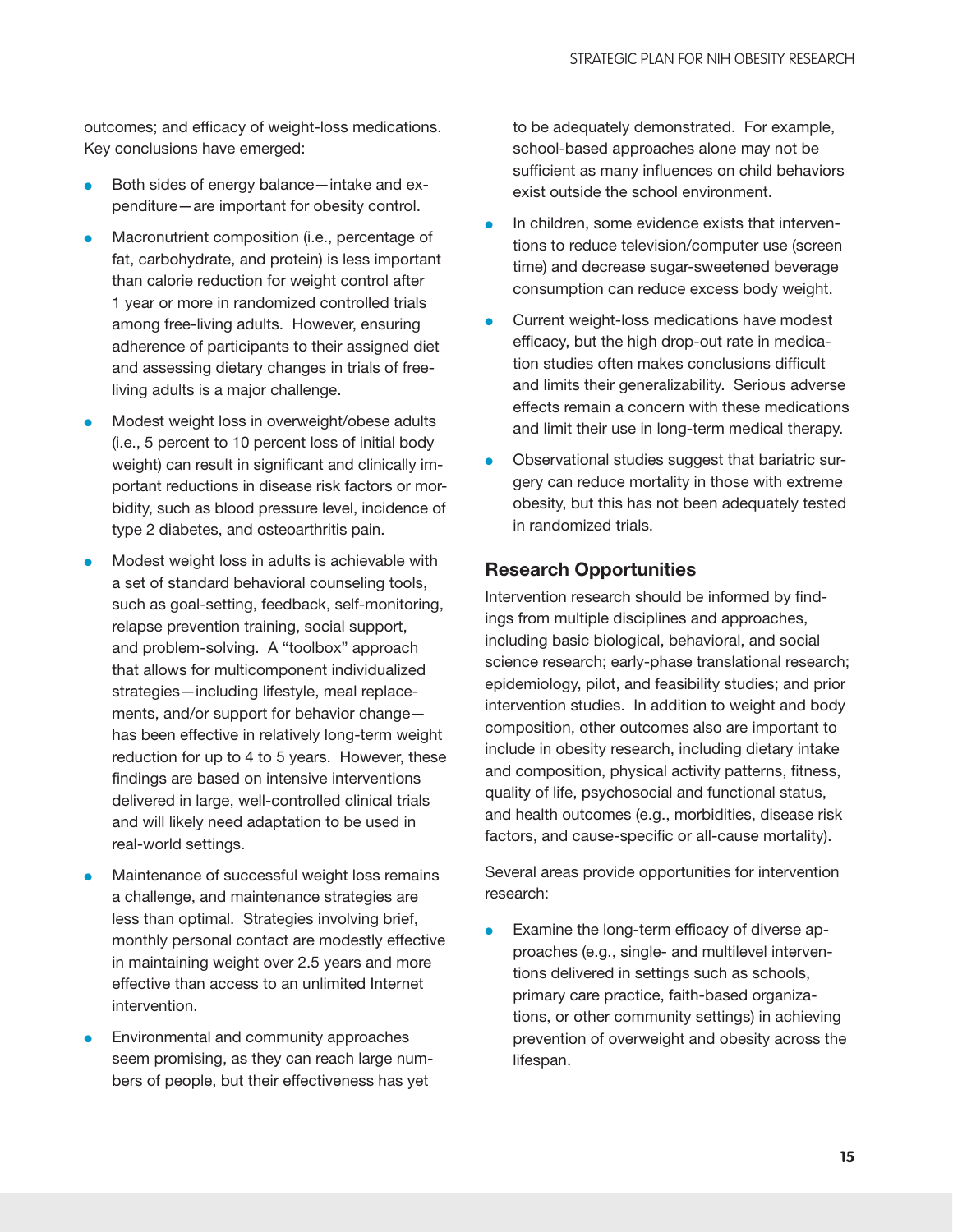outcomes; and efficacy of weight-loss medications. Key conclusions have emerged:

- Both sides of energy balance—intake and expenditure—are important for obesity control.
- Macronutrient composition (i.e., percentage of fat, carbohydrate, and protein) is less important than calorie reduction for weight control after 1 year or more in randomized controlled trials among free-living adults. However, ensuring adherence of participants to their assigned diet and assessing dietary changes in trials of free-living adults is a major challenge.
- Modest weight loss in overweight/obese adults (i.e., 5 percent to 10 percent loss of initial body weight) can result in significant and clinically important reductions in disease risk factors or morbidity, such as blood pressure level, incidence of type 2 diabetes, and osteoarthritis pain.
- Modest weight loss in adults is achievable with a set of standard behavioral counseling tools, such as goal-setting, feedback, self-monitoring, relapse prevention training, social support, and problem-solving. A "toolbox" approach that allows for multicomponent individualized strategies—including lifestyle, meal replacements, and/or support for behavior change—has been effective in relatively long-term weight reduction for up to 4 to 5 years. However, these findings are based on intensive interventions delivered in large, well-controlled clinical trials and will likely need adaptation to be used in real-world settings.
- Maintenance of successful weight loss remains a challenge, and maintenance strategies are less than optimal. Strategies involving brief, monthly personal contact are modestly effective in maintaining weight over 2.5 years and more effective than access to an unlimited Internet intervention.
- Environmental and community approaches seem promising, as they can reach large numbers of people, but their effectiveness has yet to be adequately demonstrated. For example, school-based approaches alone may not be sufficient as many influences on child behaviors exist outside the school environment.
- In children, some evidence exists that interventions to reduce television/computer use (screen time) and decrease sugar-sweetened beverage consumption can reduce excess body weight.
- Current weight-loss medications have modest efficacy, but the high drop-out rate in medication studies often makes conclusions difficult and limits their generalizability. Serious adverse effects remain a concern with these medications and limit their use in long-term medical therapy.
- Observational studies suggest that bariatric surgery can reduce mortality in those with extreme obesity, but this has not been adequately tested in randomized trials.

### Research Opportunities

Intervention research should be informed by findings from multiple disciplines and approaches, including basic biological, behavioral, and social science research; early-phase translational research; epidemiology, pilot, and feasibility studies; and prior intervention studies. In addition to weight and body composition, other outcomes also are important to include in obesity research, including dietary intake and composition, physical activity patterns, fitness, quality of life, psychosocial and functional status, and health outcomes (e.g., morbidities, disease risk factors, and cause-specific or all-cause mortality).

Several areas provide opportunities for intervention research:

- Examine the long-term efficacy of diverse approaches (e.g., single- and multilevel interventions delivered in settings such as schools, primary care practice, faith-based organizations, or other community settings) in achieving prevention of overweight and obesity across the lifespan.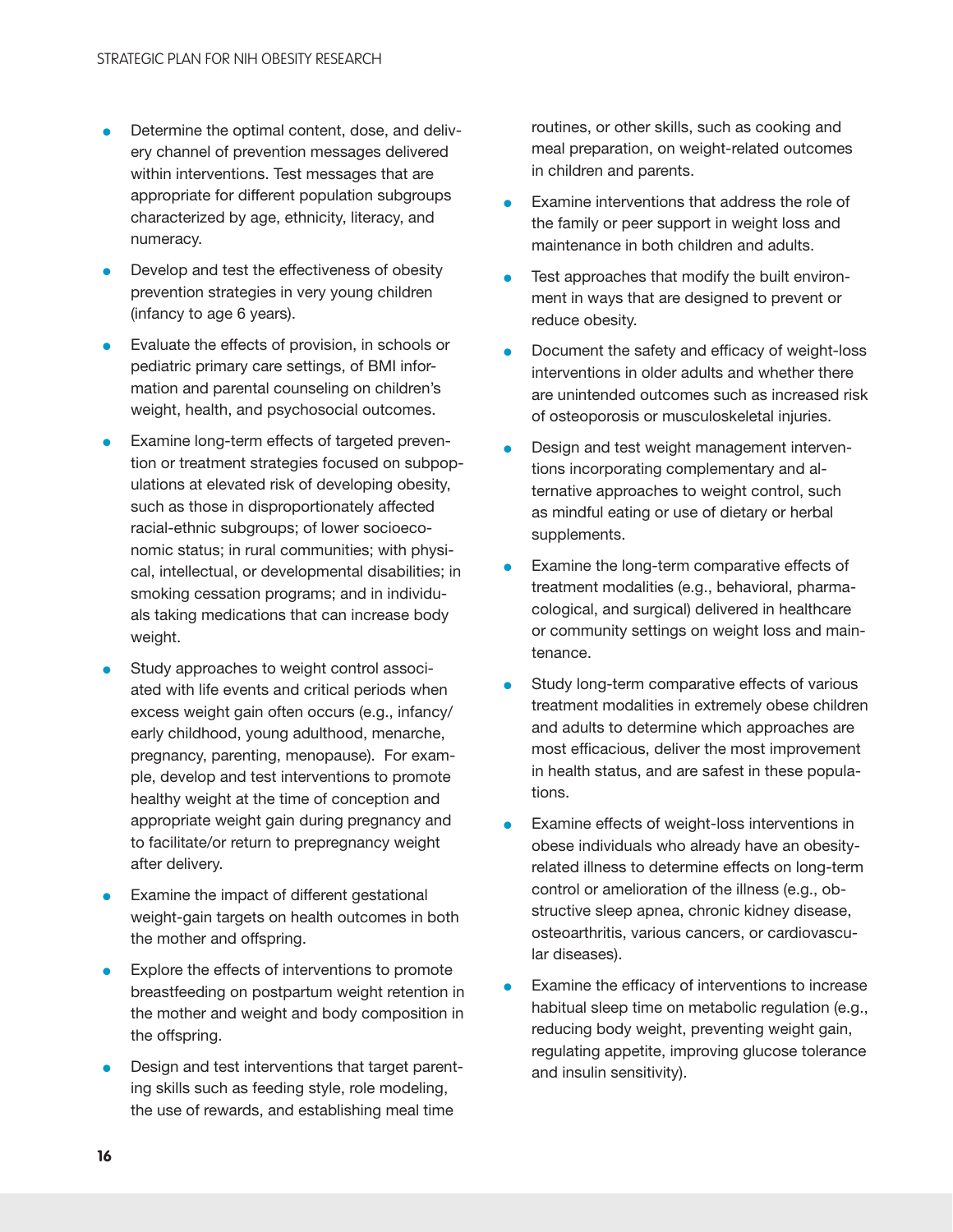- Determine the optimal content, dose, and delivery channel of prevention messages delivered within interventions. Test messages that are appropriate for different population subgroups characterized by age, ethnicity, literacy, and numeracy.
- Develop and test the effectiveness of obesity prevention strategies in very young children (infancy to age 6 years).
- Evaluate the effects of provision, in schools or pediatric primary care settings, of BMI information and parental counseling on children's weight, health, and psychosocial outcomes.
- Examine long-term effects of targeted prevention or treatment strategies focused on subpopulations at elevated risk of developing obesity, such as those in disproportionately affected racial-ethnic subgroups; of lower socioeconomic status; in rural communities; with physical, intellectual, or developmental disabilities; in smoking cessation programs; and in individuals taking medications that can increase body weight.
- Study approaches to weight control associated with life events and critical periods when excess weight gain often occurs (e.g., infancy/early childhood, young adulthood, menarche, pregnancy, parenting, menopause). For example, develop and test interventions to promote healthy weight at the time of conception and appropriate weight gain during pregnancy and to facilitate/or return to prepregnancy weight after delivery.
- Examine the impact of different gestational weight-gain targets on health outcomes in both the mother and offspring.
- Explore the effects of interventions to promote breastfeeding on postpartum weight retention in the mother and weight and body composition in the offspring.
- Design and test interventions that target parenting skills such as feeding style, role modeling, the use of rewards, and establishing meal time routines, or other skills, such as cooking and meal preparation, on weight-related outcomes in children and parents.
- Examine interventions that address the role of the family or peer support in weight loss and maintenance in both children and adults.
- Test approaches that modify the built environment in ways that are designed to prevent or reduce obesity.
- Document the safety and efficacy of weight-loss interventions in older adults and whether there are unintended outcomes such as increased risk of osteoporosis or musculoskeletal injuries.
- Design and test weight management interventions incorporating complementary and alternative approaches to weight control, such as mindful eating or use of dietary or herbal supplements.
- Examine the long-term comparative effects of treatment modalities (e.g., behavioral, pharmacological, and surgical) delivered in healthcare or community settings on weight loss and maintenance.
- Study long-term comparative effects of various treatment modalities in extremely obese children and adults to determine which approaches are most efficacious, deliver the most improvement in health status, and are safest in these populations.
- Examine effects of weight-loss interventions in obese individuals who already have an obesity-related illness to determine effects on long-term control or amelioration of the illness (e.g., obstructive sleep apnea, chronic kidney disease, osteoarthritis, various cancers, or cardiovascular diseases).
- Examine the efficacy of interventions to increase habitual sleep time on metabolic regulation (e.g., reducing body weight, preventing weight gain, regulating appetite, improving glucose tolerance and insulin sensitivity).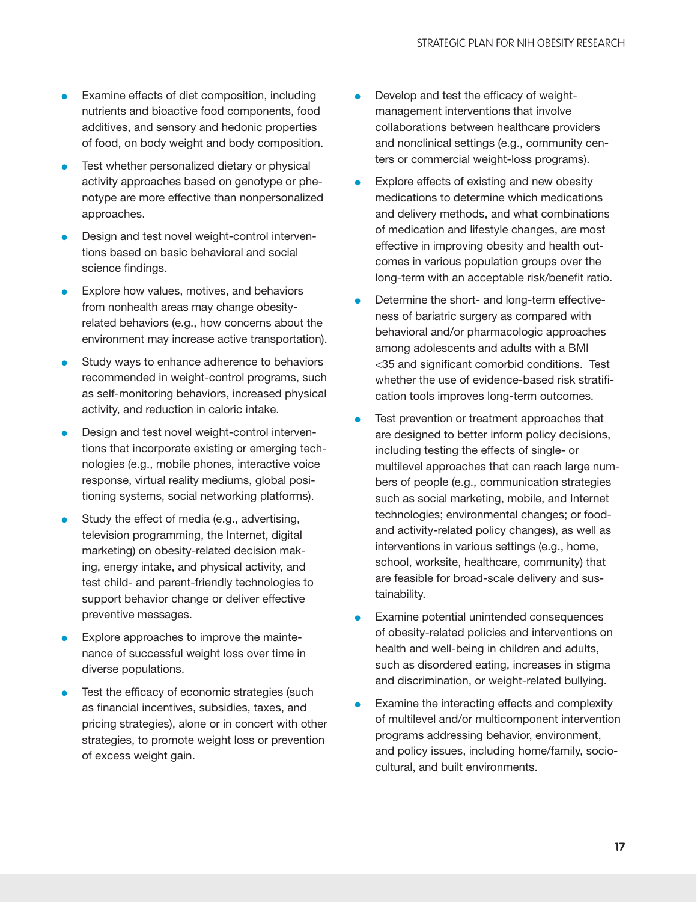- Examine effects of diet composition, including nutrients and bioactive food components, food additives, and sensory and hedonic properties of food, on body weight and body composition.
- Test whether personalized dietary or physical activity approaches based on genotype or phenotype are more effective than nonpersonalized approaches.
- Design and test novel weight-control interventions based on basic behavioral and social science findings.
- Explore how values, motives, and behaviors from nonhealth areas may change obesity-related behaviors (e.g., how concerns about the environment may increase active transportation).
- Study ways to enhance adherence to behaviors recommended in weight-control programs, such as self-monitoring behaviors, increased physical activity, and reduction in caloric intake.
- Design and test novel weight-control interventions that incorporate existing or emerging technologies (e.g., mobile phones, interactive voice response, virtual reality mediums, global positioning systems, social networking platforms).
- Study the effect of media (e.g., advertising, television programming, the Internet, digital marketing) on obesity-related decision making, energy intake, and physical activity, and test child- and parent-friendly technologies to support behavior change or deliver effective preventive messages.
- Explore approaches to improve the maintenance of successful weight loss over time in diverse populations.
- Test the efficacy of economic strategies (such as financial incentives, subsidies, taxes, and pricing strategies), alone or in concert with other strategies, to promote weight loss or prevention of excess weight gain.
- Develop and test the efficacy of weight-management interventions that involve collaborations between healthcare providers and nonclinical settings (e.g., community centers or commercial weight-loss programs).
- Explore effects of existing and new obesity medications to determine which medications and delivery methods, and what combinations of medication and lifestyle changes, are most effective in improving obesity and health outcomes in various population groups over the long-term with an acceptable risk/benefit ratio.
- Determine the short- and long-term effectiveness of bariatric surgery as compared with behavioral and/or pharmacologic approaches among adolescents and adults with a BMI <35 and significant comorbid conditions. Test whether the use of evidence-based risk stratification tools improves long-term outcomes.
- Test prevention or treatment approaches that are designed to better inform policy decisions, including testing the effects of single- or multilevel approaches that can reach large numbers of people (e.g., communication strategies such as social marketing, mobile, and Internet technologies; environmental changes; or food- and activity-related policy changes), as well as interventions in various settings (e.g., home, school, worksite, healthcare, community) that are feasible for broad-scale delivery and sustainability.
- Examine potential unintended consequences of obesity-related policies and interventions on health and well-being in children and adults, such as disordered eating, increases in stigma and discrimination, or weight-related bullying.
- Examine the interacting effects and complexity of multilevel and/or multicomponent intervention programs addressing behavior, environment, and policy issues, including home/family, sociocultural, and built environments.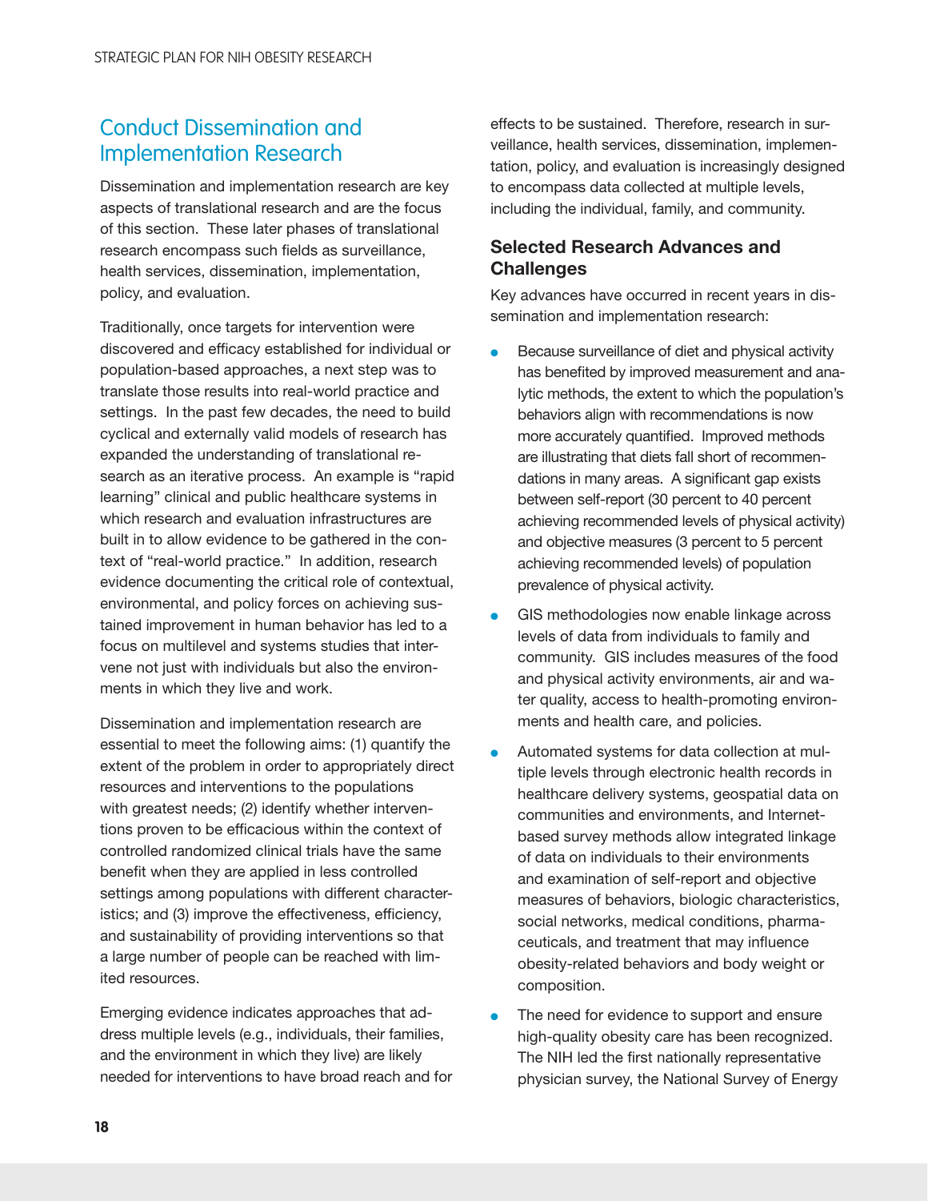## Conduct Dissemination and Implementation Research

Dissemination and implementation research are key aspects of translational research and are the focus of this section. These later phases of translational research encompass such fields as surveillance, health services, dissemination, implementation, policy, and evaluation.

Traditionally, once targets for intervention were discovered and efficacy established for individual or population-based approaches, a next step was to translate those results into real-world practice and settings. In the past few decades, the need to build cyclical and externally valid models of research has expanded the understanding of translational research as an iterative process. An example is "rapid learning" clinical and public healthcare systems in which research and evaluation infrastructures are built in to allow evidence to be gathered in the context of "real-world practice." In addition, research evidence documenting the critical role of contextual, environmental, and policy forces on achieving sustained improvement in human behavior has led to a focus on multilevel and systems studies that intervene not just with individuals but also the environments in which they live and work.

Dissemination and implementation research are essential to meet the following aims: (1) quantify the extent of the problem in order to appropriately direct resources and interventions to the populations with greatest needs; (2) identify whether interventions proven to be efficacious within the context of controlled randomized clinical trials have the same benefit when they are applied in less controlled settings among populations with different characteristics; and (3) improve the effectiveness, efficiency, and sustainability of providing interventions so that a large number of people can be reached with limited resources.

Emerging evidence indicates approaches that address multiple levels (e.g., individuals, their families, and the environment in which they live) are likely needed for interventions to have broad reach and for effects to be sustained. Therefore, research in surveillance, health services, dissemination, implementation, policy, and evaluation is increasingly designed to encompass data collected at multiple levels, including the individual, family, and community.

### Selected Research Advances and Challenges

Key advances have occurred in recent years in dissemination and implementation research:

- Because surveillance of diet and physical activity has benefited by improved measurement and analytic methods, the extent to which the population's behaviors align with recommendations is now more accurately quantified. Improved methods are illustrating that diets fall short of recommendations in many areas. A significant gap exists between self-report (30 percent to 40 percent achieving recommended levels of physical activity) and objective measures (3 percent to 5 percent achieving recommended levels) of population prevalence of physical activity.
- GIS methodologies now enable linkage across levels of data from individuals to family and community. GIS includes measures of the food and physical activity environments, air and water quality, access to health-promoting environments and health care, and policies.
- Automated systems for data collection at multiple levels through electronic health records in healthcare delivery systems, geospatial data on communities and environments, and Internet-based survey methods allow integrated linkage of data on individuals to their environments and examination of self-report and objective measures of behaviors, biologic characteristics, social networks, medical conditions, pharmaceuticals, and treatment that may influence obesity-related behaviors and body weight or composition.
- The need for evidence to support and ensure high-quality obesity care has been recognized. The NIH led the first nationally representative physician survey, the National Survey of Energy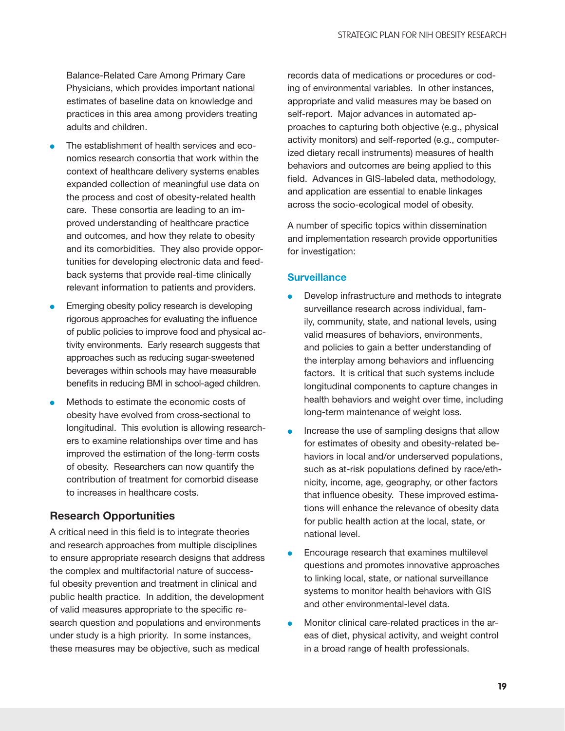Balance-Related Care Among Primary Care Physicians, which provides important national estimates of baseline data on knowledge and practices in this area among providers treating adults and children.

- The establishment of health services and economics research consortia that work within the context of healthcare delivery systems enables expanded collection of meaningful use data on the process and cost of obesity-related health care. These consortia are leading to an improved understanding of healthcare practice and outcomes, and how they relate to obesity and its comorbidities. They also provide opportunities for developing electronic data and feedback systems that provide real-time clinically relevant information to patients and providers.
- Emerging obesity policy research is developing rigorous approaches for evaluating the influence of public policies to improve food and physical activity environments. Early research suggests that approaches such as reducing sugar-sweetened beverages within schools may have measurable benefits in reducing BMI in school-aged children.
- Methods to estimate the economic costs of obesity have evolved from cross-sectional to longitudinal. This evolution is allowing researchers to examine relationships over time and has improved the estimation of the long-term costs of obesity. Researchers can now quantify the contribution of treatment for comorbid disease to increases in healthcare costs.

### Research Opportunities

A critical need in this field is to integrate theories and research approaches from multiple disciplines to ensure appropriate research designs that address the complex and multifactorial nature of successful obesity prevention and treatment in clinical and public health practice. In addition, the development of valid measures appropriate to the specific research question and populations and environments under study is a high priority. In some instances, these measures may be objective, such as medical records data of medications or procedures or coding of environmental variables. In other instances, appropriate and valid measures may be based on self-report. Major advances in automated approaches to capturing both objective (e.g., physical activity monitors) and self-reported (e.g., computerized dietary recall instruments) measures of health behaviors and outcomes are being applied to this field. Advances in GIS-labeled data, methodology, and application are essential to enable linkages across the socio-ecological model of obesity.

A number of specific topics within dissemination and implementation research provide opportunities for investigation:

#### Surveillance

- Develop infrastructure and methods to integrate surveillance research across individual, family, community, state, and national levels, using valid measures of behaviors, environments, and policies to gain a better understanding of the interplay among behaviors and influencing factors. It is critical that such systems include longitudinal components to capture changes in health behaviors and weight over time, including long-term maintenance of weight loss.
- Increase the use of sampling designs that allow for estimates of obesity and obesity-related behaviors in local and/or underserved populations, such as at-risk populations defined by race/ethnicity, income, age, geography, or other factors that influence obesity. These improved estimations will enhance the relevance of obesity data for public health action at the local, state, or national level.
- Encourage research that examines multilevel questions and promotes innovative approaches to linking local, state, or national surveillance systems to monitor health behaviors with GIS and other environmental-level data.
- Monitor clinical care-related practices in the areas of diet, physical activity, and weight control in a broad range of health professionals.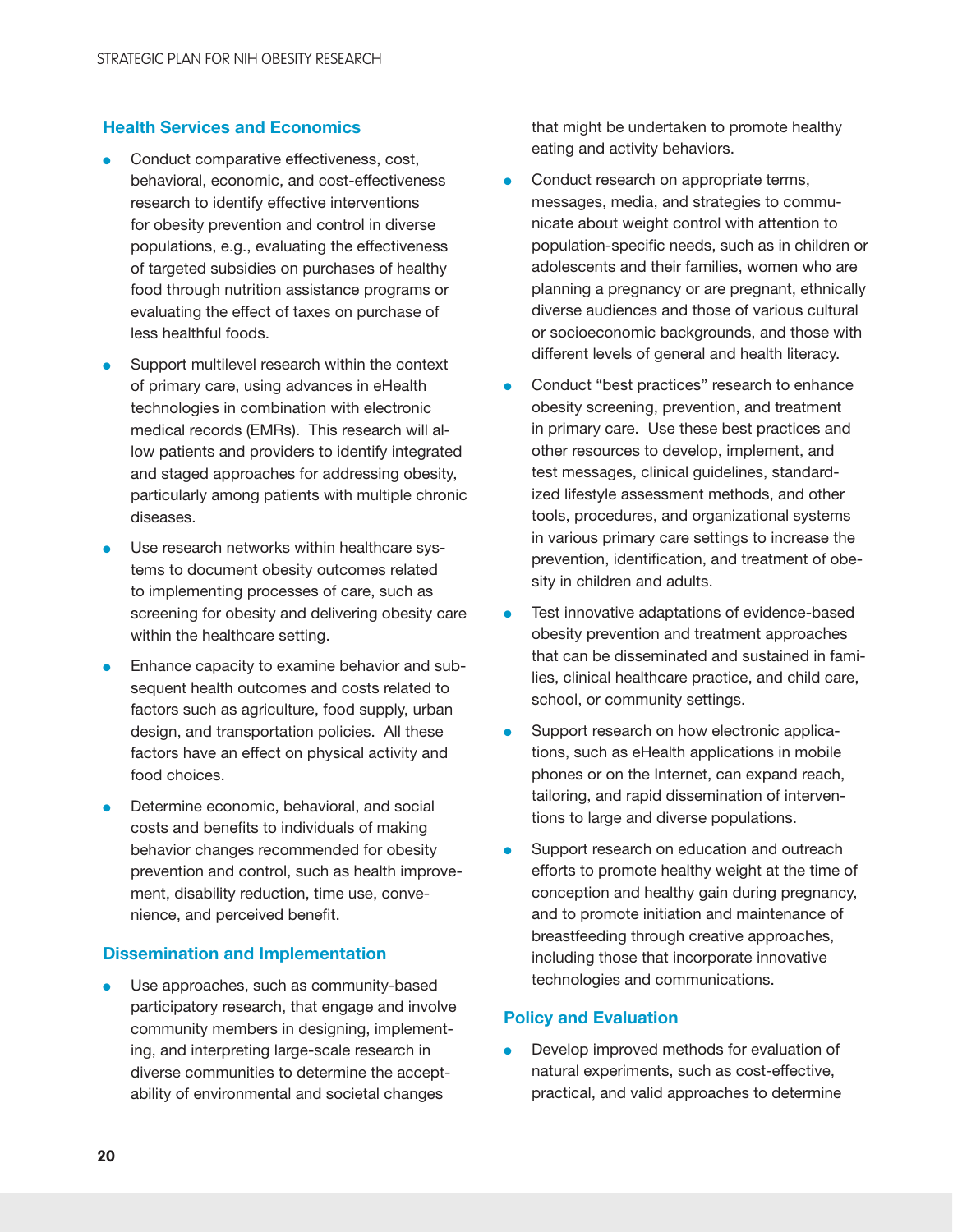### Health Services and Economics

- Conduct comparative effectiveness, cost, behavioral, economic, and cost-effectiveness research to identify effective interventions for obesity prevention and control in diverse populations, e.g., evaluating the effectiveness of targeted subsidies on purchases of healthy food through nutrition assistance programs or evaluating the effect of taxes on purchase of less healthful foods.
- Support multilevel research within the context of primary care, using advances in eHealth technologies in combination with electronic medical records (EMRs). This research will allow patients and providers to identify integrated and staged approaches for addressing obesity, particularly among patients with multiple chronic diseases.
- Use research networks within healthcare systems to document obesity outcomes related to implementing processes of care, such as screening for obesity and delivering obesity care within the healthcare setting.
- Enhance capacity to examine behavior and subsequent health outcomes and costs related to factors such as agriculture, food supply, urban design, and transportation policies. All these factors have an effect on physical activity and food choices.
- Determine economic, behavioral, and social costs and benefits to individuals of making behavior changes recommended for obesity prevention and control, such as health improvement, disability reduction, time use, convenience, and perceived benefit.

### Dissemination and Implementation

- Use approaches, such as community-based participatory research, that engage and involve community members in designing, implementing, and interpreting large-scale research in diverse communities to determine the acceptability of environmental and societal changes that might be undertaken to promote healthy eating and activity behaviors.
- Conduct research on appropriate terms, messages, media, and strategies to communicate about weight control with attention to population-specific needs, such as in children or adolescents and their families, women who are planning a pregnancy or are pregnant, ethnically diverse audiences and those of various cultural or socioeconomic backgrounds, and those with different levels of general and health literacy.
- Conduct "best practices" research to enhance obesity screening, prevention, and treatment in primary care. Use these best practices and other resources to develop, implement, and test messages, clinical guidelines, standardized lifestyle assessment methods, and other tools, procedures, and organizational systems in various primary care settings to increase the prevention, identification, and treatment of obesity in children and adults.
- Test innovative adaptations of evidence-based obesity prevention and treatment approaches that can be disseminated and sustained in families, clinical healthcare practice, and child care, school, or community settings.
- Support research on how electronic applications, such as eHealth applications in mobile phones or on the Internet, can expand reach, tailoring, and rapid dissemination of interventions to large and diverse populations.
- Support research on education and outreach efforts to promote healthy weight at the time of conception and healthy gain during pregnancy, and to promote initiation and maintenance of breastfeeding through creative approaches, including those that incorporate innovative technologies and communications.

### Policy and Evaluation

- Develop improved methods for evaluation of natural experiments, such as cost-effective, practical, and valid approaches to determine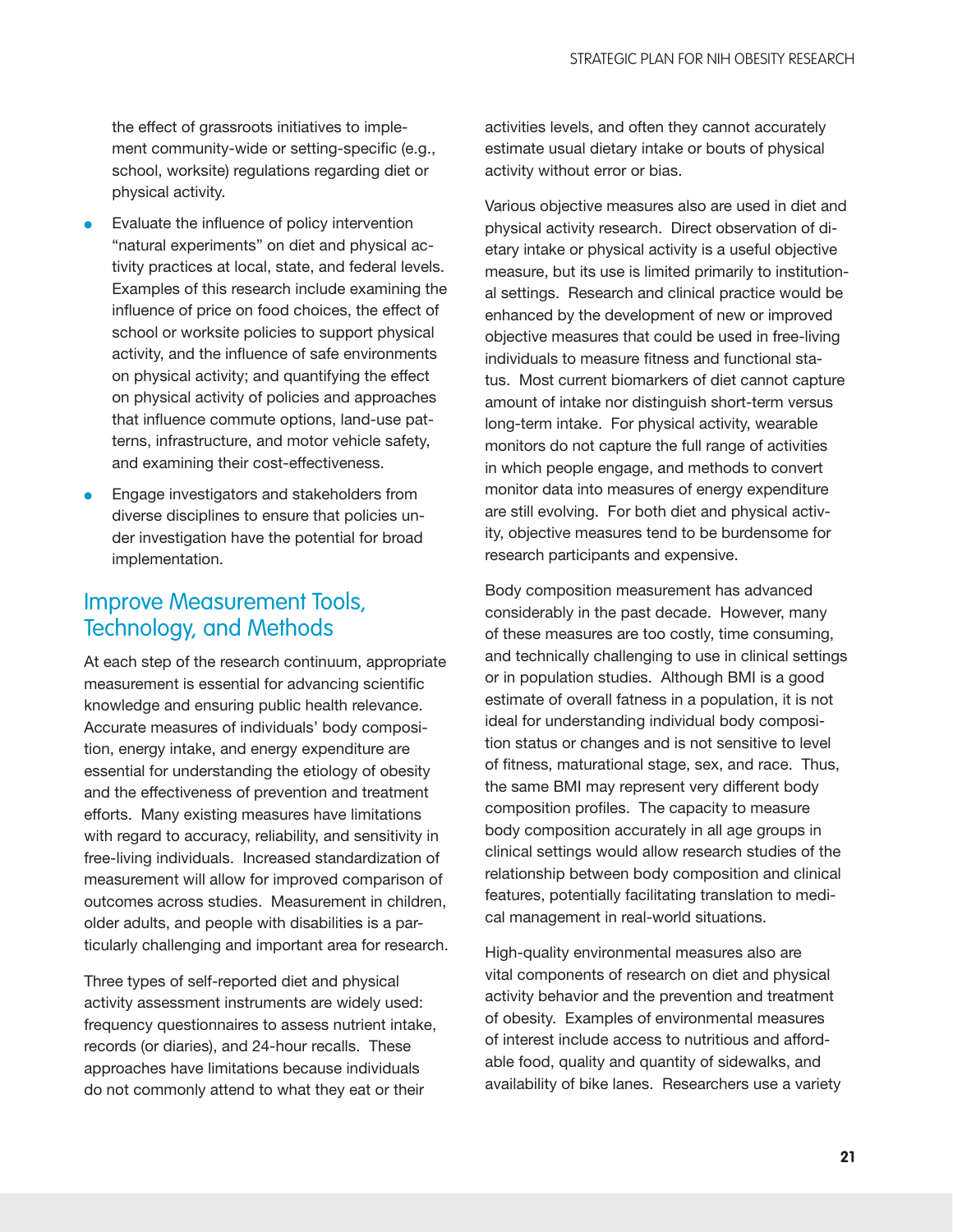the effect of grassroots initiatives to implement community-wide or setting-specific (e.g., school, worksite) regulations regarding diet or physical activity.

- Evaluate the influence of policy intervention "natural experiments" on diet and physical activity practices at local, state, and federal levels. Examples of this research include examining the influence of price on food choices, the effect of school or worksite policies to support physical activity, and the influence of safe environments on physical activity; and quantifying the effect on physical activity of policies and approaches that influence commute options, land-use patterns, infrastructure, and motor vehicle safety, and examining their cost-effectiveness.
- Engage investigators and stakeholders from diverse disciplines to ensure that policies under investigation have the potential for broad implementation.

## Improve Measurement Tools, Technology, and Methods

At each step of the research continuum, appropriate measurement is essential for advancing scientific knowledge and ensuring public health relevance. Accurate measures of individuals' body composition, energy intake, and energy expenditure are essential for understanding the etiology of obesity and the effectiveness of prevention and treatment efforts. Many existing measures have limitations with regard to accuracy, reliability, and sensitivity in free-living individuals. Increased standardization of measurement will allow for improved comparison of outcomes across studies. Measurement in children, older adults, and people with disabilities is a particularly challenging and important area for research.

Three types of self-reported diet and physical activity assessment instruments are widely used: frequency questionnaires to assess nutrient intake, records (or diaries), and 24-hour recalls. These approaches have limitations because individuals do not commonly attend to what they eat or their activities levels, and often they cannot accurately estimate usual dietary intake or bouts of physical activity without error or bias.

Various objective measures also are used in diet and physical activity research. Direct observation of dietary intake or physical activity is a useful objective measure, but its use is limited primarily to institutional settings. Research and clinical practice would be enhanced by the development of new or improved objective measures that could be used in free-living individuals to measure fitness and functional status. Most current biomarkers of diet cannot capture amount of intake nor distinguish short-term versus long-term intake. For physical activity, wearable monitors do not capture the full range of activities in which people engage, and methods to convert monitor data into measures of energy expenditure are still evolving. For both diet and physical activity, objective measures tend to be burdensome for research participants and expensive.

Body composition measurement has advanced considerably in the past decade. However, many of these measures are too costly, time consuming, and technically challenging to use in clinical settings or in population studies. Although BMI is a good estimate of overall fatness in a population, it is not ideal for understanding individual body composition status or changes and is not sensitive to level of fitness, maturational stage, sex, and race. Thus, the same BMI may represent very different body composition profiles. The capacity to measure body composition accurately in all age groups in clinical settings would allow research studies of the relationship between body composition and clinical features, potentially facilitating translation to medical management in real-world situations.

High-quality environmental measures also are vital components of research on diet and physical activity behavior and the prevention and treatment of obesity. Examples of environmental measures of interest include access to nutritious and affordable food, quality and quantity of sidewalks, and availability of bike lanes. Researchers use a variety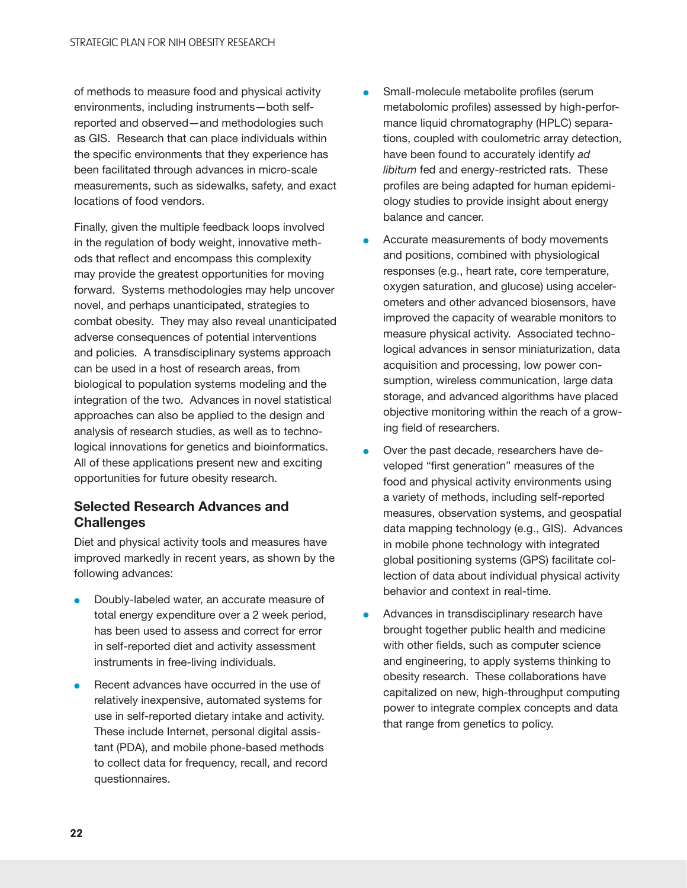of methods to measure food and physical activity environments, including instruments—both self-reported and observed—and methodologies such as GIS. Research that can place individuals within the specific environments that they experience has been facilitated through advances in micro-scale measurements, such as sidewalks, safety, and exact locations of food vendors.

Finally, given the multiple feedback loops involved in the regulation of body weight, innovative methods that reflect and encompass this complexity may provide the greatest opportunities for moving forward. Systems methodologies may help uncover novel, and perhaps unanticipated, strategies to combat obesity. They may also reveal unanticipated adverse consequences of potential interventions and policies. A transdisciplinary systems approach can be used in a host of research areas, from biological to population systems modeling and the integration of the two. Advances in novel statistical approaches can also be applied to the design and analysis of research studies, as well as to technological innovations for genetics and bioinformatics. All of these applications present new and exciting opportunities for future obesity research.

### Selected Research Advances and Challenges

Diet and physical activity tools and measures have improved markedly in recent years, as shown by the following advances:

- Doubly-labeled water, an accurate measure of total energy expenditure over a 2 week period, has been used to assess and correct for error in self-reported diet and activity assessment instruments in free-living individuals.
- Recent advances have occurred in the use of relatively inexpensive, automated systems for use in self-reported dietary intake and activity. These include Internet, personal digital assistant (PDA), and mobile phone-based methods to collect data for frequency, recall, and record questionnaires.
- Small-molecule metabolite profiles (serum metabolomic profiles) assessed by high-performance liquid chromatography (HPLC) separations, coupled with coulometric array detection, have been found to accurately identify *ad libitum* fed and energy-restricted rats. These profiles are being adapted for human epidemiology studies to provide insight about energy balance and cancer.
- Accurate measurements of body movements and positions, combined with physiological responses (e.g., heart rate, core temperature, oxygen saturation, and glucose) using accelerometers and other advanced biosensors, have improved the capacity of wearable monitors to measure physical activity. Associated technological advances in sensor miniaturization, data acquisition and processing, low power consumption, wireless communication, large data storage, and advanced algorithms have placed objective monitoring within the reach of a growing field of researchers.
- Over the past decade, researchers have developed "first generation" measures of the food and physical activity environments using a variety of methods, including self-reported measures, observation systems, and geospatial data mapping technology (e.g., GIS). Advances in mobile phone technology with integrated global positioning systems (GPS) facilitate collection of data about individual physical activity behavior and context in real-time.
- Advances in transdisciplinary research have brought together public health and medicine with other fields, such as computer science and engineering, to apply systems thinking to obesity research. These collaborations have capitalized on new, high-throughput computing power to integrate complex concepts and data that range from genetics to policy.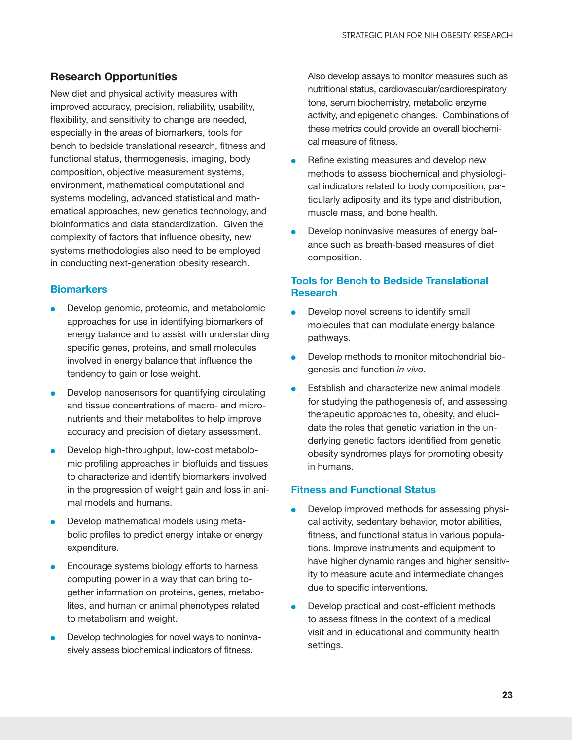## Research Opportunities

New diet and physical activity measures with improved accuracy, precision, reliability, usability, flexibility, and sensitivity to change are needed, especially in the areas of biomarkers, tools for bench to bedside translational research, fitness and functional status, thermogenesis, imaging, body composition, objective measurement systems, environment, mathematical computational and systems modeling, advanced statistical and mathematical approaches, new genetics technology, and bioinformatics and data standardization. Given the complexity of factors that influence obesity, new systems methodologies also need to be employed in conducting next-generation obesity research.

### Biomarkers

- Develop genomic, proteomic, and metabolomic approaches for use in identifying biomarkers of energy balance and to assist with understanding specific genes, proteins, and small molecules involved in energy balance that influence the tendency to gain or lose weight.
- Develop nanosensors for quantifying circulating and tissue concentrations of macro- and micronutrients and their metabolites to help improve accuracy and precision of dietary assessment.
- Develop high-throughput, low-cost metabolomic profiling approaches in biofluids and tissues to characterize and identify biomarkers involved in the progression of weight gain and loss in animal models and humans.
- Develop mathematical models using metabolic profiles to predict energy intake or energy expenditure.
- Encourage systems biology efforts to harness computing power in a way that can bring together information on proteins, genes, metabolites, and human or animal phenotypes related to metabolism and weight.
- Develop technologies for novel ways to noninvasively assess biochemical indicators of fitness. Also develop assays to monitor measures such as nutritional status, cardiovascular/cardiorespiratory tone, serum biochemistry, metabolic enzyme activity, and epigenetic changes. Combinations of these metrics could provide an overall biochemical measure of fitness.
- Refine existing measures and develop new methods to assess biochemical and physiological indicators related to body composition, particularly adiposity and its type and distribution, muscle mass, and bone health.
- Develop noninvasive measures of energy balance such as breath-based measures of diet composition.

### Tools for Bench to Bedside Translational Research

- Develop novel screens to identify small molecules that can modulate energy balance pathways.
- Develop methods to monitor mitochondrial biogenesis and function *in vivo*.
- Establish and characterize new animal models for studying the pathogenesis of, and assessing therapeutic approaches to, obesity, and elucidate the roles that genetic variation in the underlying genetic factors identified from genetic obesity syndromes plays for promoting obesity in humans.

### Fitness and Functional Status

- Develop improved methods for assessing physical activity, sedentary behavior, motor abilities, fitness, and functional status in various populations. Improve instruments and equipment to have higher dynamic ranges and higher sensitivity to measure acute and intermediate changes due to specific interventions.
- Develop practical and cost-efficient methods to assess fitness in the context of a medical visit and in educational and community health settings.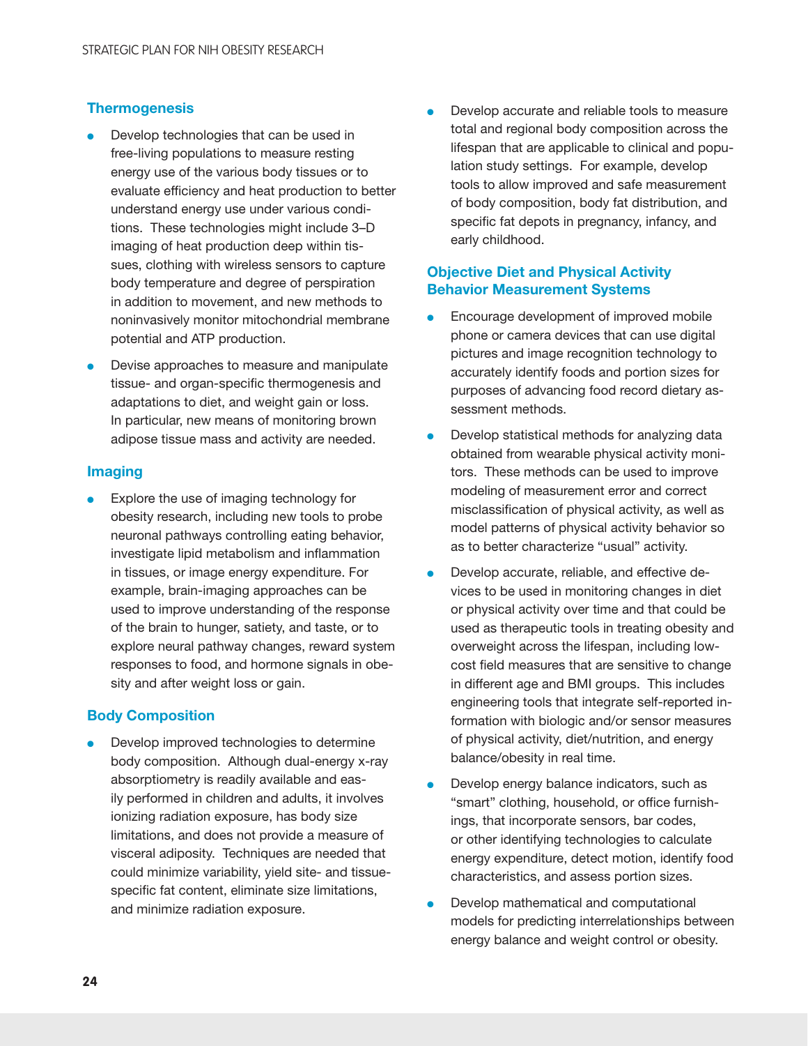### Thermogenesis

- Develop technologies that can be used in free-living populations to measure resting energy use of the various body tissues or to evaluate efficiency and heat production to better understand energy use under various conditions. These technologies might include 3–D imaging of heat production deep within tissues, clothing with wireless sensors to capture body temperature and degree of perspiration in addition to movement, and new methods to noninvasively monitor mitochondrial membrane potential and ATP production.
- Devise approaches to measure and manipulate tissue- and organ-specific thermogenesis and adaptations to diet, and weight gain or loss. In particular, new means of monitoring brown adipose tissue mass and activity are needed.

### Imaging

- Explore the use of imaging technology for obesity research, including new tools to probe neuronal pathways controlling eating behavior, investigate lipid metabolism and inflammation in tissues, or image energy expenditure. For example, brain-imaging approaches can be used to improve understanding of the response of the brain to hunger, satiety, and taste, or to explore neural pathway changes, reward system responses to food, and hormone signals in obesity and after weight loss or gain.

### Body Composition

- Develop improved technologies to determine body composition. Although dual-energy x-ray absorptiometry is readily available and easily performed in children and adults, it involves ionizing radiation exposure, has body size limitations, and does not provide a measure of visceral adiposity. Techniques are needed that could minimize variability, yield site- and tissue-specific fat content, eliminate size limitations, and minimize radiation exposure.
- Develop accurate and reliable tools to measure total and regional body composition across the lifespan that are applicable to clinical and population study settings. For example, develop tools to allow improved and safe measurement of body composition, body fat distribution, and specific fat depots in pregnancy, infancy, and early childhood.

### Objective Diet and Physical Activity Behavior Measurement Systems

- Encourage development of improved mobile phone or camera devices that can use digital pictures and image recognition technology to accurately identify foods and portion sizes for purposes of advancing food record dietary assessment methods.
- Develop statistical methods for analyzing data obtained from wearable physical activity monitors. These methods can be used to improve modeling of measurement error and correct misclassification of physical activity, as well as model patterns of physical activity behavior so as to better characterize "usual" activity.
- Develop accurate, reliable, and effective devices to be used in monitoring changes in diet or physical activity over time and that could be used as therapeutic tools in treating obesity and overweight across the lifespan, including low-cost field measures that are sensitive to change in different age and BMI groups. This includes engineering tools that integrate self-reported information with biologic and/or sensor measures of physical activity, diet/nutrition, and energy balance/obesity in real time.
- Develop energy balance indicators, such as "smart" clothing, household, or office furnishings, that incorporate sensors, bar codes, or other identifying technologies to calculate energy expenditure, detect motion, identify food characteristics, and assess portion sizes.
- Develop mathematical and computational models for predicting interrelationships between energy balance and weight control or obesity.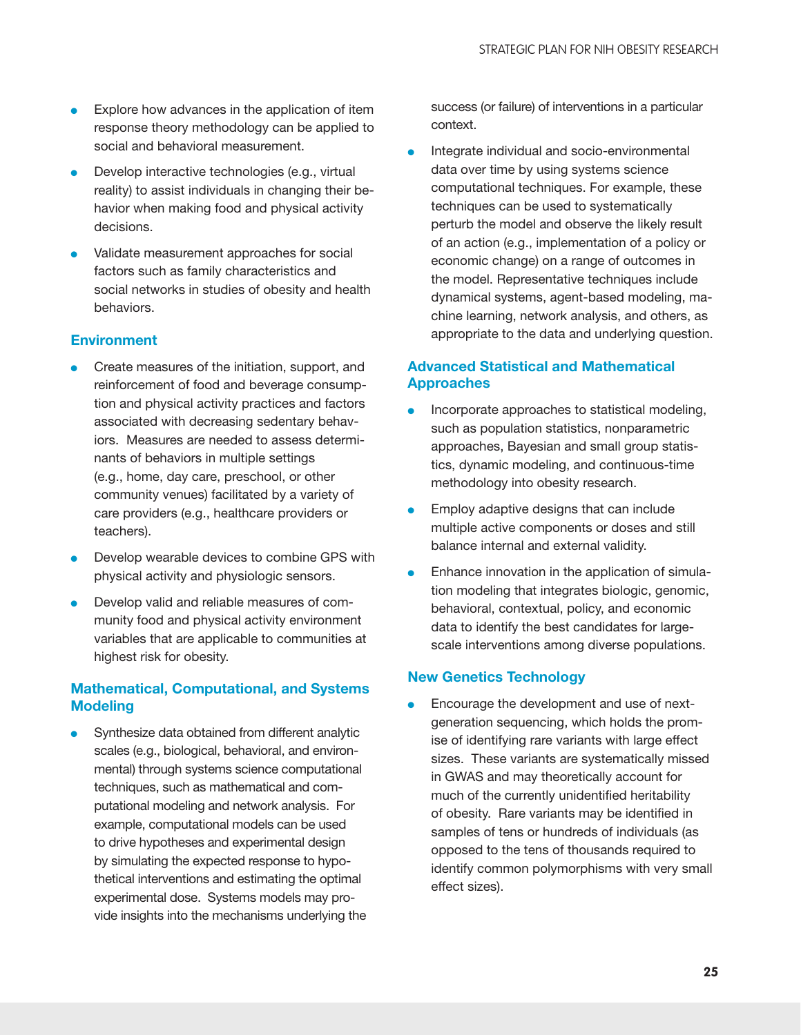- Explore how advances in the application of item response theory methodology can be applied to social and behavioral measurement.
- Develop interactive technologies (e.g., virtual reality) to assist individuals in changing their behavior when making food and physical activity decisions.
- Validate measurement approaches for social factors such as family characteristics and social networks in studies of obesity and health behaviors.

### Environment

- Create measures of the initiation, support, and reinforcement of food and beverage consumption and physical activity practices and factors associated with decreasing sedentary behaviors. Measures are needed to assess determinants of behaviors in multiple settings (e.g., home, day care, preschool, or other community venues) facilitated by a variety of care providers (e.g., healthcare providers or teachers).
- Develop wearable devices to combine GPS with physical activity and physiologic sensors.
- Develop valid and reliable measures of community food and physical activity environment variables that are applicable to communities at highest risk for obesity.

### Mathematical, Computational, and Systems Modeling

- Synthesize data obtained from different analytic scales (e.g., biological, behavioral, and environmental) through systems science computational techniques, such as mathematical and computational modeling and network analysis. For example, computational models can be used to drive hypotheses and experimental design by simulating the expected response to hypothetical interventions and estimating the optimal experimental dose. Systems models may provide insights into the mechanisms underlying the success (or failure) of interventions in a particular context.
- Integrate individual and socio-environmental data over time by using systems science computational techniques. For example, these techniques can be used to systematically perturb the model and observe the likely result of an action (e.g., implementation of a policy or economic change) on a range of outcomes in the model. Representative techniques include dynamical systems, agent-based modeling, machine learning, network analysis, and others, as appropriate to the data and underlying question.

### Advanced Statistical and Mathematical Approaches

- Incorporate approaches to statistical modeling, such as population statistics, nonparametric approaches, Bayesian and small group statistics, dynamic modeling, and continuous-time methodology into obesity research.
- Employ adaptive designs that can include multiple active components or doses and still balance internal and external validity.
- Enhance innovation in the application of simulation modeling that integrates biologic, genomic, behavioral, contextual, policy, and economic data to identify the best candidates for large-scale interventions among diverse populations.

### New Genetics Technology

- Encourage the development and use of next-generation sequencing, which holds the promise of identifying rare variants with large effect sizes. These variants are systematically missed in GWAS and may theoretically account for much of the currently unidentified heritability of obesity. Rare variants may be identified in samples of tens or hundreds of individuals (as opposed to the tens of thousands required to identify common polymorphisms with very small effect sizes).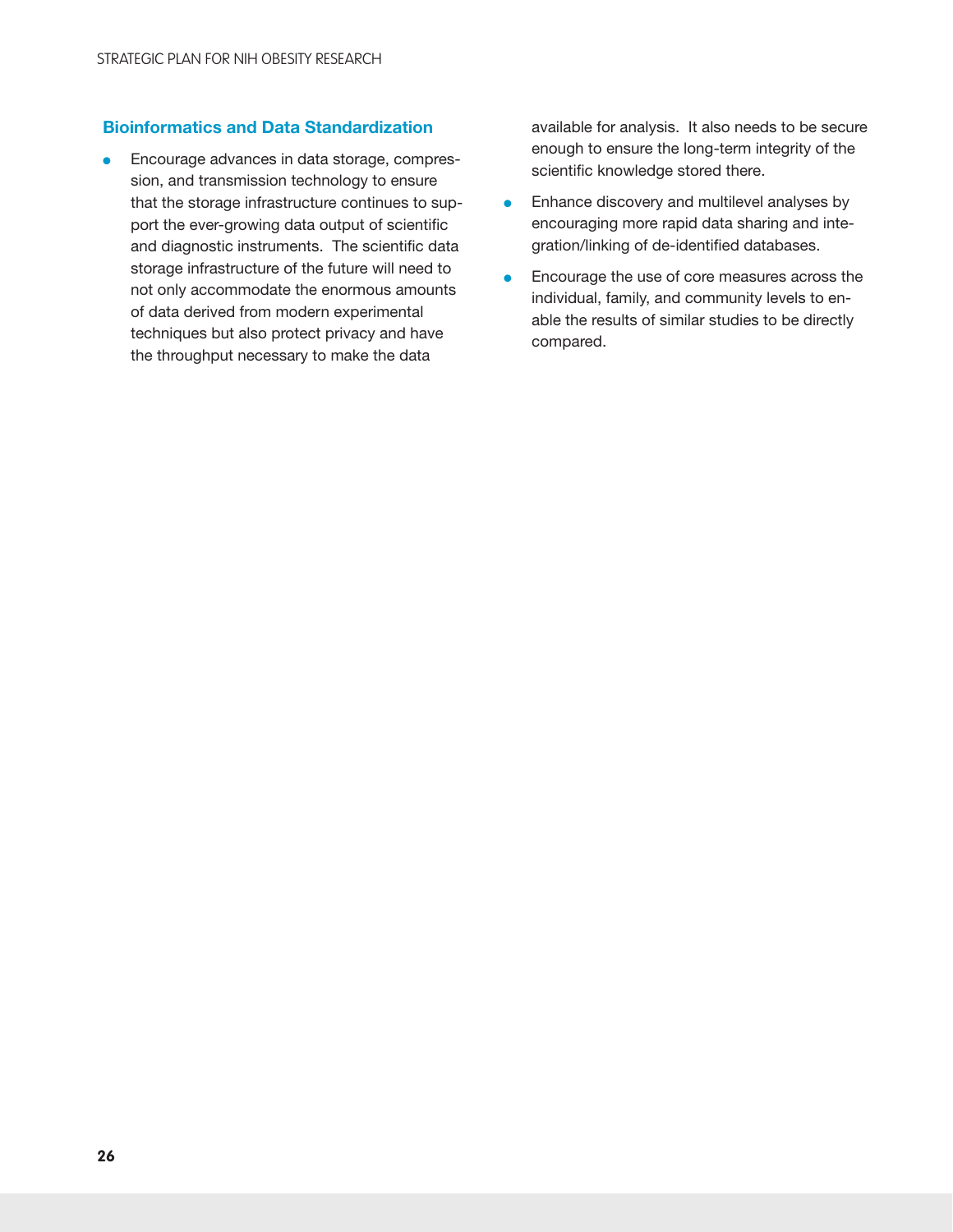### Bioinformatics and Data Standardization

- Encourage advances in data storage, compression, and transmission technology to ensure that the storage infrastructure continues to support the ever-growing data output of scientific and diagnostic instruments. The scientific data storage infrastructure of the future will need to not only accommodate the enormous amounts of data derived from modern experimental techniques but also protect privacy and have the throughput necessary to make the data available for analysis. It also needs to be secure enough to ensure the long-term integrity of the scientific knowledge stored there.
- Enhance discovery and multilevel analyses by encouraging more rapid data sharing and integration/linking of de-identified databases.
- Encourage the use of core measures across the individual, family, and community levels to enable the results of similar studies to be directly compared.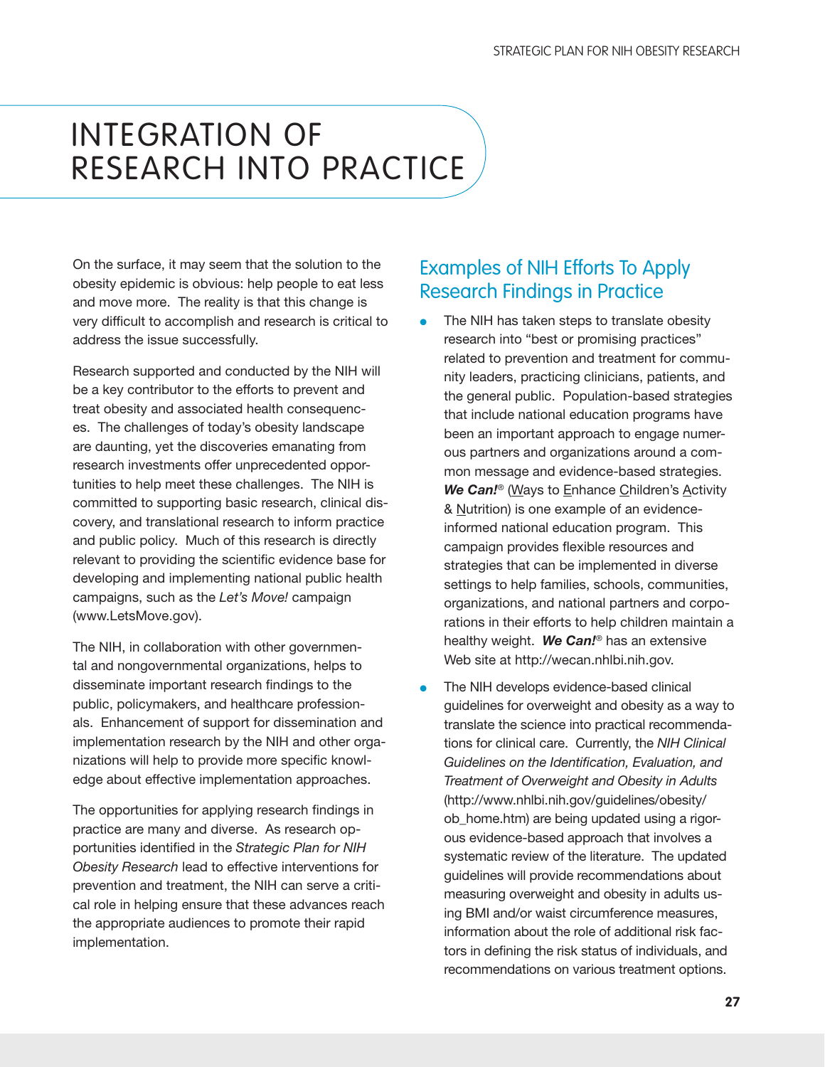# INTEGRATION OF RESEARCH INTO PRACTICE

On the surface, it may seem that the solution to the obesity epidemic is obvious: help people to eat less and move more. The reality is that this change is very difficult to accomplish and research is critical to address the issue successfully.

Research supported and conducted by the NIH will be a key contributor to the efforts to prevent and treat obesity and associated health consequences. The challenges of today's obesity landscape are daunting, yet the discoveries emanating from research investments offer unprecedented opportunities to help meet these challenges. The NIH is committed to supporting basic research, clinical discovery, and translational research to inform practice and public policy. Much of this research is directly relevant to providing the scientific evidence base for developing and implementing national public health campaigns, such as the *Let's Move!* campaign (www.LetsMove.gov).

The NIH, in collaboration with other governmental and nongovernmental organizations, helps to disseminate important research findings to the public, policymakers, and healthcare professionals. Enhancement of support for dissemination and implementation research by the NIH and other organizations will help to provide more specific knowledge about effective implementation approaches.

The opportunities for applying research findings in practice are many and diverse. As research opportunities identified in the *Strategic Plan for NIH Obesity Research* lead to effective interventions for prevention and treatment, the NIH can serve a critical role in helping ensure that these advances reach the appropriate audiences to promote their rapid implementation.

## Examples of NIH Efforts To Apply Research Findings in Practice

- The NIH has taken steps to translate obesity research into "best or promising practices" related to prevention and treatment for community leaders, practicing clinicians, patients, and the general public. Population-based strategies that include national education programs have been an important approach to engage numerous partners and organizations around a common message and evidence-based strategies. ***We Can!***® (Ways to Enhance Children's Activity & Nutrition) is one example of an evidence-informed national education program. This campaign provides flexible resources and strategies that can be implemented in diverse settings to help families, schools, communities, organizations, and national partners and corporations in their efforts to help children maintain a healthy weight. ***We Can!***® has an extensive Web site at http://wecan.nhlbi.nih.gov.
- The NIH develops evidence-based clinical guidelines for overweight and obesity as a way to translate the science into practical recommendations for clinical care. Currently, the *NIH Clinical Guidelines on the Identification, Evaluation, and Treatment of Overweight and Obesity in Adults* (http://www.nhlbi.nih.gov/guidelines/obesity/ob_home.htm) are being updated using a rigorous evidence-based approach that involves a systematic review of the literature. The updated guidelines will provide recommendations about measuring overweight and obesity in adults using BMI and/or waist circumference measures, information about the role of additional risk factors in defining the risk status of individuals, and recommendations on various treatment options.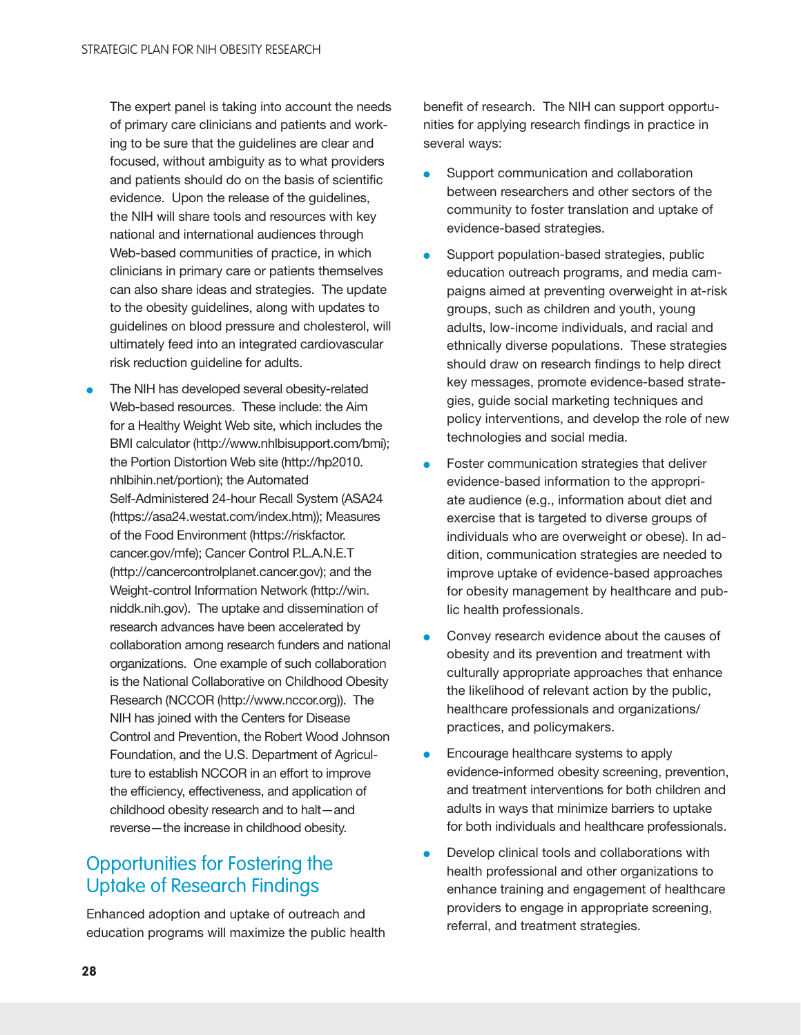The expert panel is taking into account the needs of primary care clinicians and patients and working to be sure that the guidelines are clear and focused, without ambiguity as to what providers and patients should do on the basis of scientific evidence. Upon the release of the guidelines, the NIH will share tools and resources with key national and international audiences through Web-based communities of practice, in which clinicians in primary care or patients themselves can also share ideas and strategies. The update to the obesity guidelines, along with updates to guidelines on blood pressure and cholesterol, will ultimately feed into an integrated cardiovascular risk reduction guideline for adults.

- The NIH has developed several obesity-related Web-based resources. These include: the Aim for a Healthy Weight Web site, which includes the BMI calculator (http://www.nhlbisupport.com/bmi); the Portion Distortion Web site (http://hp2010.nhlbihin.net/portion); the Automated Self-Administered 24-hour Recall System (ASA24 (https://asa24.westat.com/index.htm)); Measures of the Food Environment (https://riskfactor.cancer.gov/mfe); Cancer Control P.L.A.N.E.T (http://cancercontrolplanet.cancer.gov); and the Weight-control Information Network (http://win.niddk.nih.gov). The uptake and dissemination of research advances have been accelerated by collaboration among research funders and national organizations. One example of such collaboration is the National Collaborative on Childhood Obesity Research (NCCOR (http://www.nccor.org)). The NIH has joined with the Centers for Disease Control and Prevention, the Robert Wood Johnson Foundation, and the U.S. Department of Agriculture to establish NCCOR in an effort to improve the efficiency, effectiveness, and application of childhood obesity research and to halt—and reverse—the increase in childhood obesity.

## Opportunities for Fostering the Uptake of Research Findings

Enhanced adoption and uptake of outreach and education programs will maximize the public health benefit of research. The NIH can support opportunities for applying research findings in practice in several ways:

- Support communication and collaboration between researchers and other sectors of the community to foster translation and uptake of evidence-based strategies.
- Support population-based strategies, public education outreach programs, and media campaigns aimed at preventing overweight in at-risk groups, such as children and youth, young adults, low-income individuals, and racial and ethnically diverse populations. These strategies should draw on research findings to help direct key messages, promote evidence-based strategies, guide social marketing techniques and policy interventions, and develop the role of new technologies and social media.
- Foster communication strategies that deliver evidence-based information to the appropriate audience (e.g., information about diet and exercise that is targeted to diverse groups of individuals who are overweight or obese). In addition, communication strategies are needed to improve uptake of evidence-based approaches for obesity management by healthcare and public health professionals.
- Convey research evidence about the causes of obesity and its prevention and treatment with culturally appropriate approaches that enhance the likelihood of relevant action by the public, healthcare professionals and organizations/practices, and policymakers.
- Encourage healthcare systems to apply evidence-informed obesity screening, prevention, and treatment interventions for both children and adults in ways that minimize barriers to uptake for both individuals and healthcare professionals.
- Develop clinical tools and collaborations with health professional and other organizations to enhance training and engagement of healthcare providers to engage in appropriate screening, referral, and treatment strategies.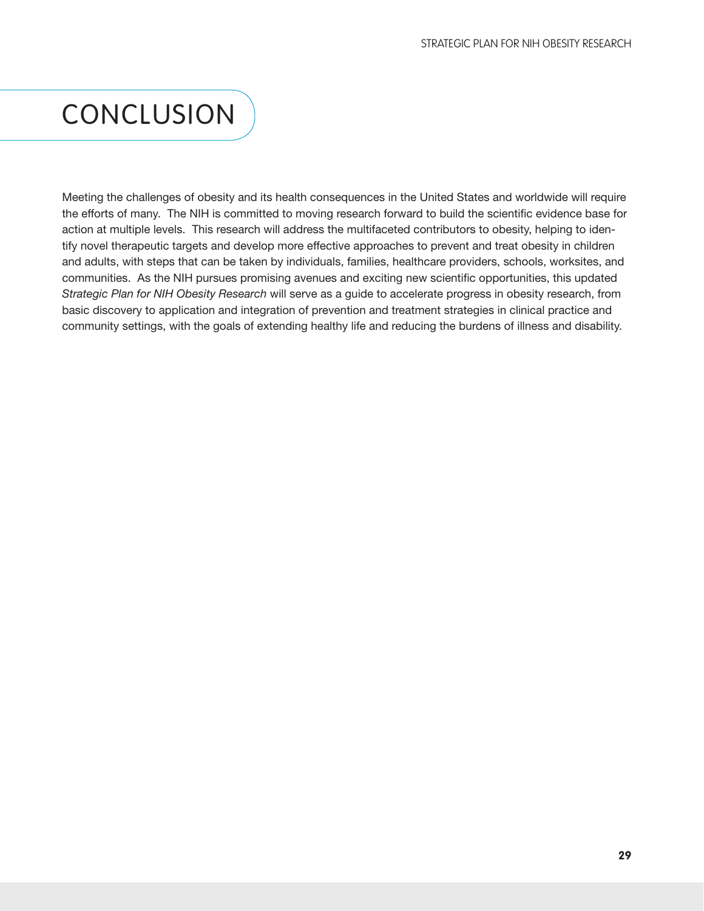# CONCLUSION

Meeting the challenges of obesity and its health consequences in the United States and worldwide will require the efforts of many. The NIH is committed to moving research forward to build the scientific evidence base for action at multiple levels. This research will address the multifaceted contributors to obesity, helping to identify novel therapeutic targets and develop more effective approaches to prevent and treat obesity in children and adults, with steps that can be taken by individuals, families, healthcare providers, schools, worksites, and communities. As the NIH pursues promising avenues and exciting new scientific opportunities, this updated *Strategic Plan for NIH Obesity Research* will serve as a guide to accelerate progress in obesity research, from basic discovery to application and integration of prevention and treatment strategies in clinical practice and community settings, with the goals of extending healthy life and reducing the burdens of illness and disability.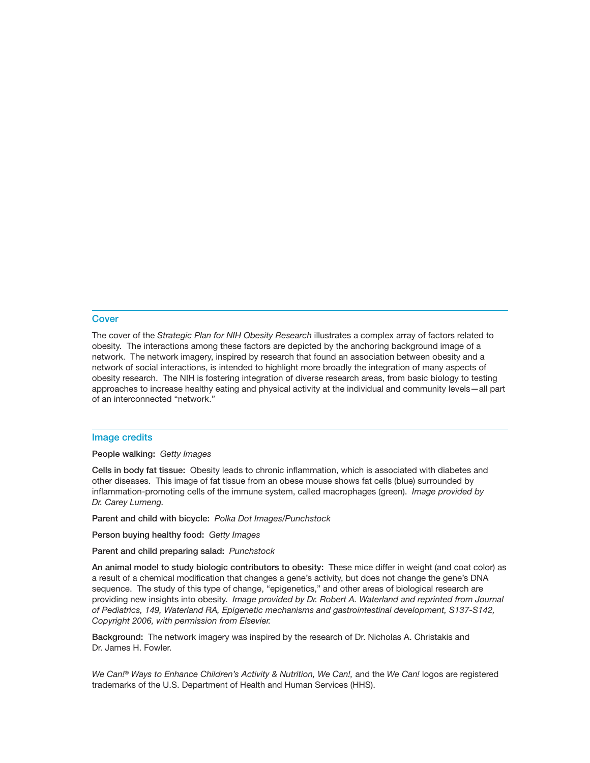## Cover

The cover of the *Strategic Plan for NIH Obesity Research* illustrates a complex array of factors related to obesity. The interactions among these factors are depicted by the anchoring background image of a network. The network imagery, inspired by research that found an association between obesity and a network of social interactions, is intended to highlight more broadly the integration of many aspects of obesity research. The NIH is fostering integration of diverse research areas, from basic biology to testing approaches to increase healthy eating and physical activity at the individual and community levels—all part of an interconnected "network."

## Image credits

**People walking:** *Getty Images*

**Cells in body fat tissue:** Obesity leads to chronic inflammation, which is associated with diabetes and other diseases. This image of fat tissue from an obese mouse shows fat cells (blue) surrounded by inflammation-promoting cells of the immune system, called macrophages (green). *Image provided by Dr. Carey Lumeng.*

**Parent and child with bicycle:** *Polka Dot Images/Punchstock*

**Person buying healthy food:** *Getty Images*

**Parent and child preparing salad:** *Punchstock*

**An animal model to study biologic contributors to obesity:** These mice differ in weight (and coat color) as a result of a chemical modification that changes a gene's activity, but does not change the gene's DNA sequence. The study of this type of change, "epigenetics," and other areas of biological research are providing new insights into obesity. *Image provided by Dr. Robert A. Waterland and reprinted from Journal of Pediatrics, 149, Waterland RA, Epigenetic mechanisms and gastrointestinal development, S137-S142, Copyright 2006, with permission from Elsevier.*

**Background:** The network imagery was inspired by the research of Dr. Nicholas A. Christakis and Dr. James H. Fowler.

*We Can!® Ways to Enhance Children's Activity & Nutrition, We Can!,* and the *We Can!* logos are registered trademarks of the U.S. Department of Health and Human Services (HHS).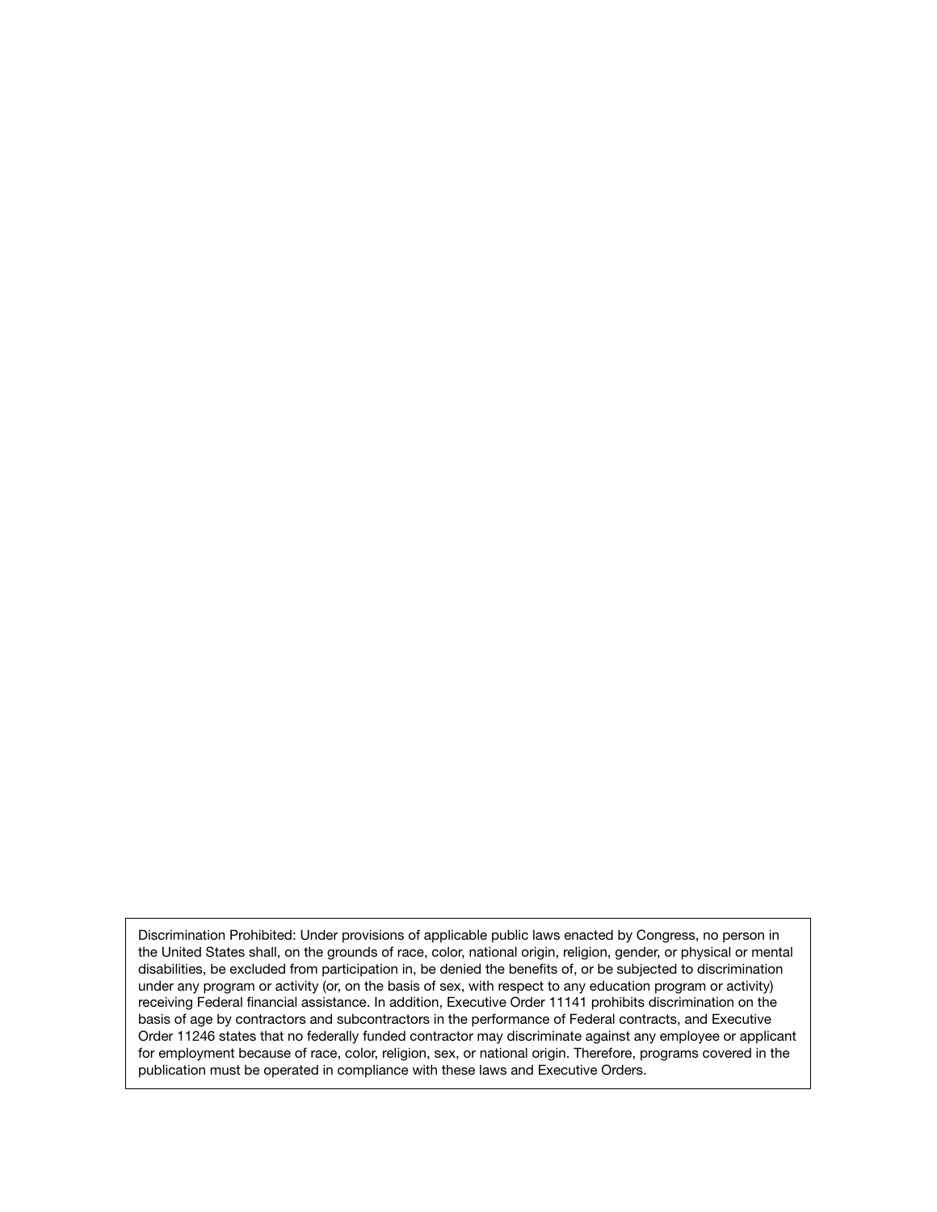Discrimination Prohibited: Under provisions of applicable public laws enacted by Congress, no person in the United States shall, on the grounds of race, color, national origin, religion, gender, or physical or mental disabilities, be excluded from participation in, be denied the benefits of, or be subjected to discrimination under any program or activity (or, on the basis of sex, with respect to any education program or activity) receiving Federal financial assistance. In addition, Executive Order 11141 prohibits discrimination on the basis of age by contractors and subcontractors in the performance of Federal contracts, and Executive Order 11246 states that no federally funded contractor may discriminate against any employee or applicant for employment because of race, color, religion, sex, or national origin. Therefore, programs covered in the publication must be operated in compliance with these laws and Executive Orders.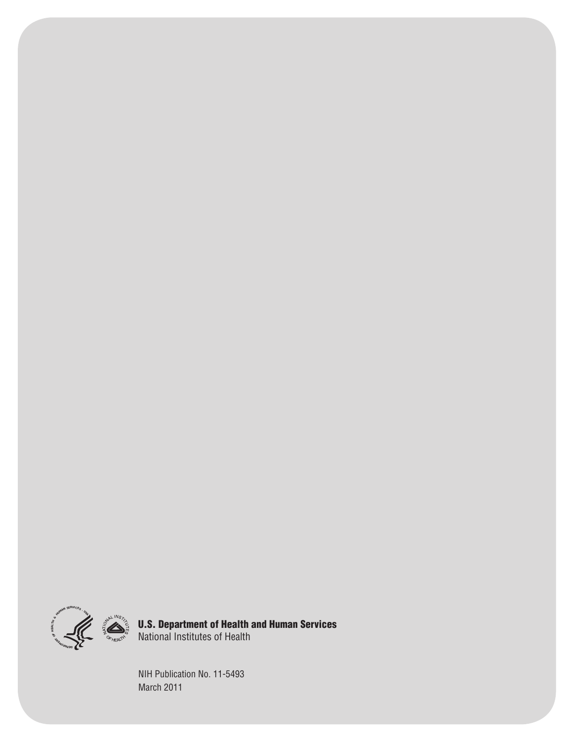**U.S. Department of Health and Human Services**
National Institutes of Health

NIH Publication No. 11-5493
March 2011